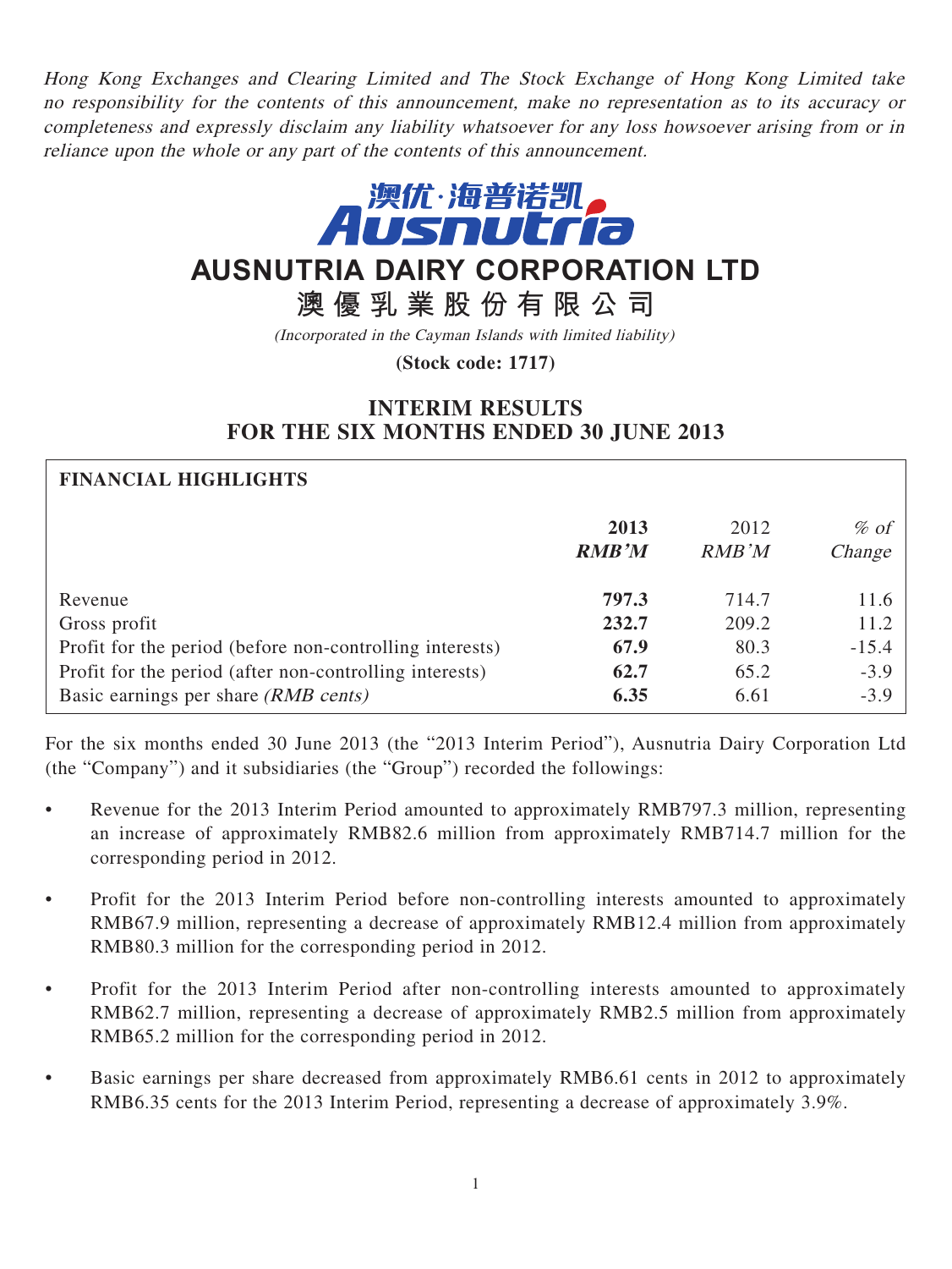*Hong Kong Exchanges and Clearing Limited and The Stock Exchange of Hong Kong Limited take no responsibility for the contents of this announcement, make no representation as to its accuracy or completeness and expressly disclaim any liability whatsoever for any loss howsoever arising from or in reliance upon the whole or any part of the contents of this announcement.*

# AUSNUTRIA DAIRY CORPORATION LTD

# 澳優乳業股份有限公司

*(Incorporated in the Cayman Islands with limited liability)*

**(Stock code: 1717)**

## INTERIM RESULTS FOR THE SIX MONTHS ENDED 30 JUNE 2013

**FINANCIAL HIGHLIGHTS**

| | **2013** *RMB'M* | 2012 *RMB'M* | *% of Change* |
|---|---|---|---|
| Revenue | **797.3** | 714.7 | 11.6 |
| Gross profit | **232.7** | 209.2 | 11.2 |
| Profit for the period (before non-controlling interests) | **67.9** | 80.3 | -15.4 |
| Profit for the period (after non-controlling interests) | **62.7** | 65.2 | -3.9 |
| Basic earnings per share *(RMB cents)* | **6.35** | 6.61 | -3.9 |

For the six months ended 30 June 2013 (the "2013 Interim Period"), Ausnutria Dairy Corporation Ltd (the "Company") and it subsidiaries (the "Group") recorded the followings:

- Revenue for the 2013 Interim Period amounted to approximately RMB797.3 million, representing an increase of approximately RMB82.6 million from approximately RMB714.7 million for the corresponding period in 2012.
- Profit for the 2013 Interim Period before non-controlling interests amounted to approximately RMB67.9 million, representing a decrease of approximately RMB12.4 million from approximately RMB80.3 million for the corresponding period in 2012.
- Profit for the 2013 Interim Period after non-controlling interests amounted to approximately RMB62.7 million, representing a decrease of approximately RMB2.5 million from approximately RMB65.2 million for the corresponding period in 2012.
- Basic earnings per share decreased from approximately RMB6.61 cents in 2012 to approximately RMB6.35 cents for the 2013 Interim Period, representing a decrease of approximately 3.9%.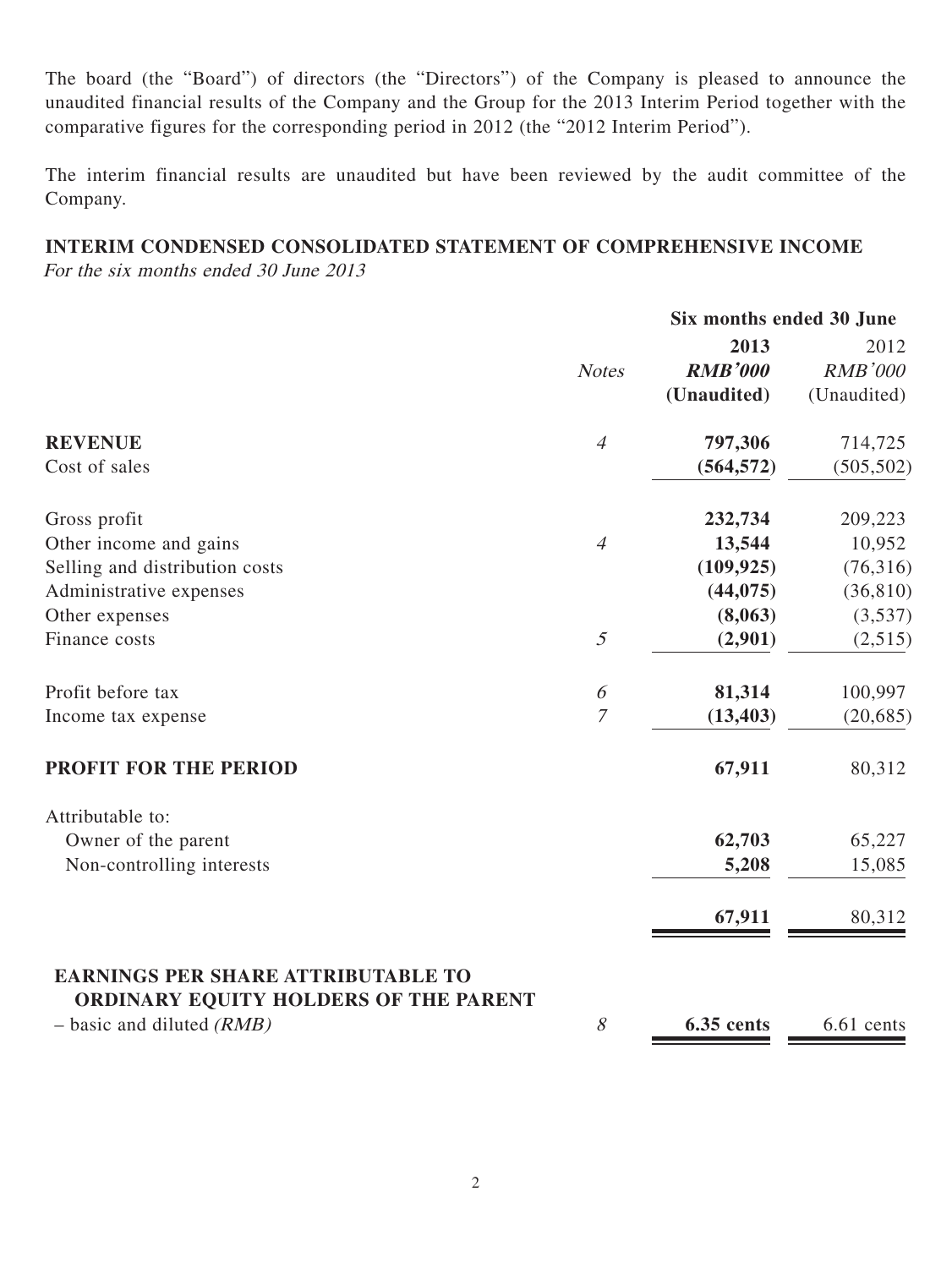The board (the "Board") of directors (the "Directors") of the Company is pleased to announce the unaudited financial results of the Company and the Group for the 2013 Interim Period together with the comparative figures for the corresponding period in 2012 (the "2012 Interim Period").

The interim financial results are unaudited but have been reviewed by the audit committee of the Company.

## INTERIM CONDENSED CONSOLIDATED STATEMENT OF COMPREHENSIVE INCOME

*For the six months ended 30 June 2013*

| | | Six months ended 30 June | |
|---|---|---|---|
| | *Notes* | **2013** | 2012 |
| | | ***RMB'000*** | *RMB'000* |
| | | **(Unaudited)** | (Unaudited) |
| **REVENUE** | *4* | **797,306** | 714,725 |
| Cost of sales | | **(564,572)** | (505,502) |
| Gross profit | | **232,734** | 209,223 |
| Other income and gains | *4* | **13,544** | 10,952 |
| Selling and distribution costs | | **(109,925)** | (76,316) |
| Administrative expenses | | **(44,075)** | (36,810) |
| Other expenses | | **(8,063)** | (3,537) |
| Finance costs | *5* | **(2,901)** | (2,515) |
| Profit before tax | *6* | **81,314** | 100,997 |
| Income tax expense | *7* | **(13,403)** | (20,685) |
| **PROFIT FOR THE PERIOD** | | **67,911** | 80,312 |
| Attributable to: | | | |
| Owner of the parent | | **62,703** | 65,227 |
| Non-controlling interests | | **5,208** | 15,085 |
| | | **67,911** | 80,312 |
| **EARNINGS PER SHARE ATTRIBUTABLE TO ORDINARY EQUITY HOLDERS OF THE PARENT** | | | |
| – basic and diluted *(RMB)* | *8* | **6.35 cents** | 6.61 cents |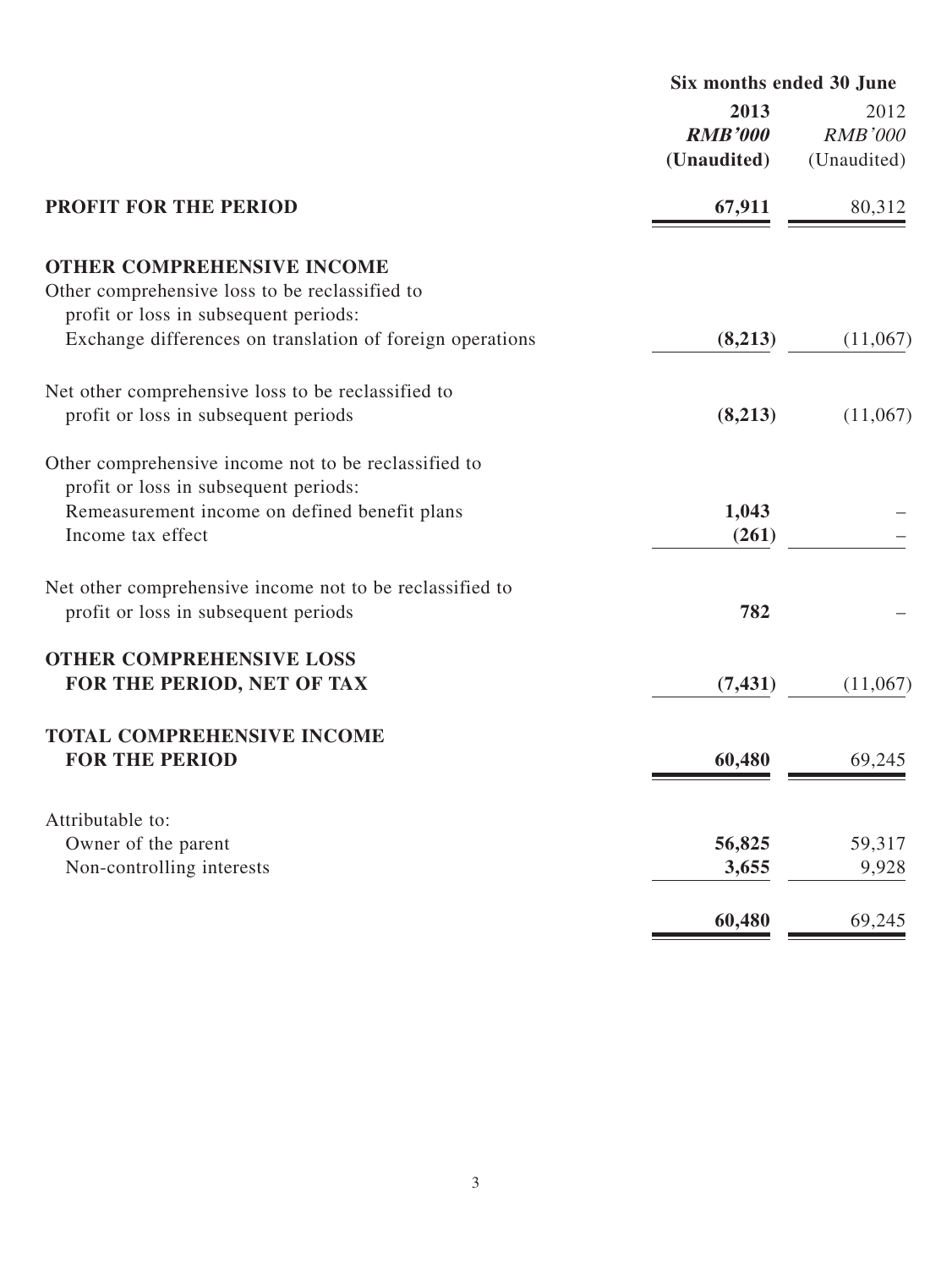| | Six months ended 30 June | |
|---|---|---|
| | **2013** | 2012 |
| | ***RMB'000*** | *RMB'000* |
| | **(Unaudited)** | (Unaudited) |
| **PROFIT FOR THE PERIOD** | **67,911** | 80,312 |
| **OTHER COMPREHENSIVE INCOME** | | |
| Other comprehensive loss to be reclassified to profit or loss in subsequent periods: | | |
| Exchange differences on translation of foreign operations | **(8,213)** | (11,067) |
| Net other comprehensive loss to be reclassified to profit or loss in subsequent periods | **(8,213)** | (11,067) |
| Other comprehensive income not to be reclassified to profit or loss in subsequent periods: | | |
| Remeasurement income on defined benefit plans | **1,043** | – |
| Income tax effect | **(261)** | – |
| Net other comprehensive income not to be reclassified to profit or loss in subsequent periods | **782** | – |
| **OTHER COMPREHENSIVE LOSS FOR THE PERIOD, NET OF TAX** | **(7,431)** | (11,067) |
| **TOTAL COMPREHENSIVE INCOME FOR THE PERIOD** | **60,480** | 69,245 |
| Attributable to: | | |
| Owner of the parent | **56,825** | 59,317 |
| Non-controlling interests | **3,655** | 9,928 |
| | **60,480** | 69,245 |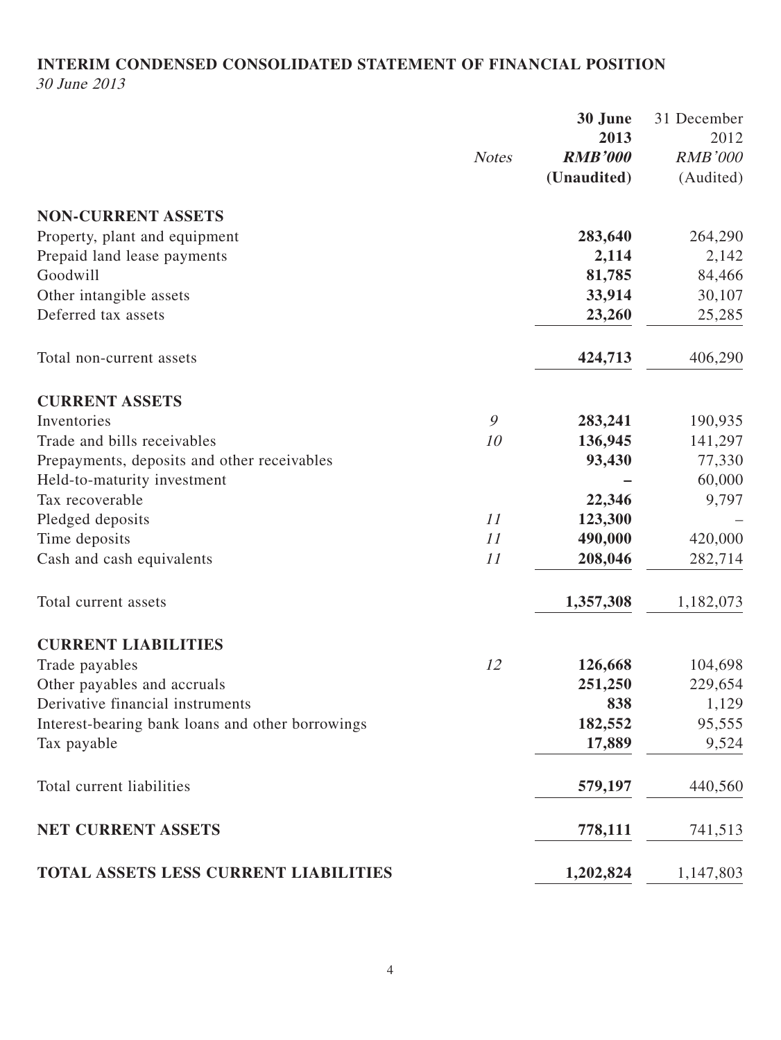## INTERIM CONDENSED CONSOLIDATED STATEMENT OF FINANCIAL POSITION

*30 June 2013*

| | Notes | 30 June 2013 RMB'000 (Unaudited) | 31 December 2012 RMB'000 (Audited) |
|---|---|---|---|
| **NON-CURRENT ASSETS** | | | |
| Property, plant and equipment | | **283,640** | 264,290 |
| Prepaid land lease payments | | **2,114** | 2,142 |
| Goodwill | | **81,785** | 84,466 |
| Other intangible assets | | **33,914** | 30,107 |
| Deferred tax assets | | **23,260** | 25,285 |
| Total non-current assets | | **424,713** | 406,290 |
| **CURRENT ASSETS** | | | |
| Inventories | 9 | **283,241** | 190,935 |
| Trade and bills receivables | 10 | **136,945** | 141,297 |
| Prepayments, deposits and other receivables | | **93,430** | 77,330 |
| Held-to-maturity investment | | **–** | 60,000 |
| Tax recoverable | | **22,346** | 9,797 |
| Pledged deposits | 11 | **123,300** | – |
| Time deposits | 11 | **490,000** | 420,000 |
| Cash and cash equivalents | 11 | **208,046** | 282,714 |
| Total current assets | | **1,357,308** | 1,182,073 |
| **CURRENT LIABILITIES** | | | |
| Trade payables | 12 | **126,668** | 104,698 |
| Other payables and accruals | | **251,250** | 229,654 |
| Derivative financial instruments | | **838** | 1,129 |
| Interest-bearing bank loans and other borrowings | | **182,552** | 95,555 |
| Tax payable | | **17,889** | 9,524 |
| Total current liabilities | | **579,197** | 440,560 |
| **NET CURRENT ASSETS** | | **778,111** | 741,513 |
| **TOTAL ASSETS LESS CURRENT LIABILITIES** | | **1,202,824** | 1,147,803 |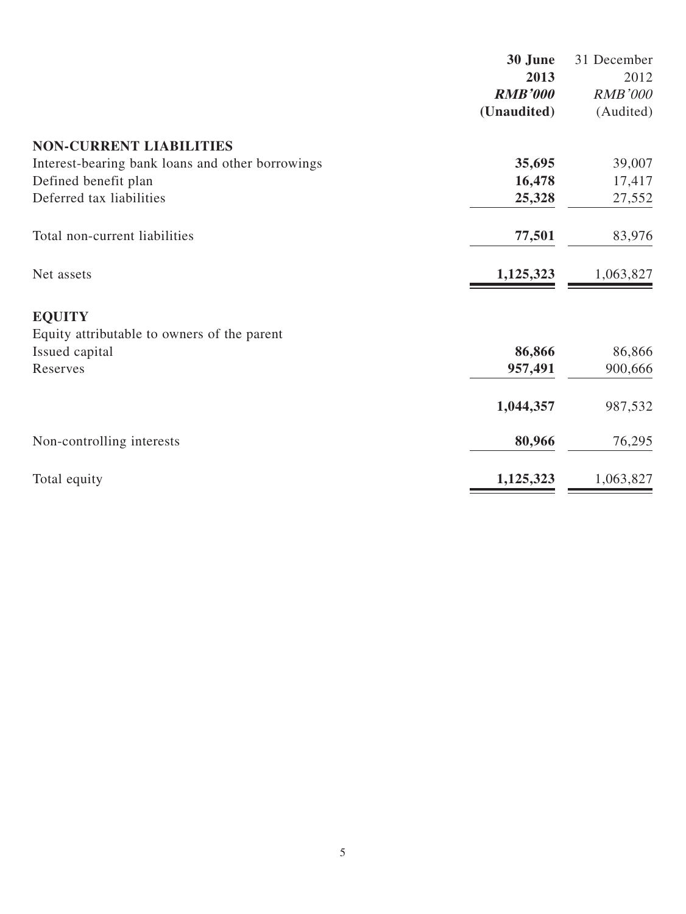| | 30 June 2013 RMB'000 (Unaudited) | 31 December 2012 RMB'000 (Audited) |
|---|---|---|
| **NON-CURRENT LIABILITIES** | | |
| Interest-bearing bank loans and other borrowings | **35,695** | 39,007 |
| Defined benefit plan | **16,478** | 17,417 |
| Deferred tax liabilities | **25,328** | 27,552 |
| Total non-current liabilities | **77,501** | 83,976 |
| Net assets | **1,125,323** | 1,063,827 |
| **EQUITY** | | |
| Equity attributable to owners of the parent | | |
| Issued capital | **86,866** | 86,866 |
| Reserves | **957,491** | 900,666 |
| | **1,044,357** | 987,532 |
| Non-controlling interests | **80,966** | 76,295 |
| Total equity | **1,125,323** | 1,063,827 |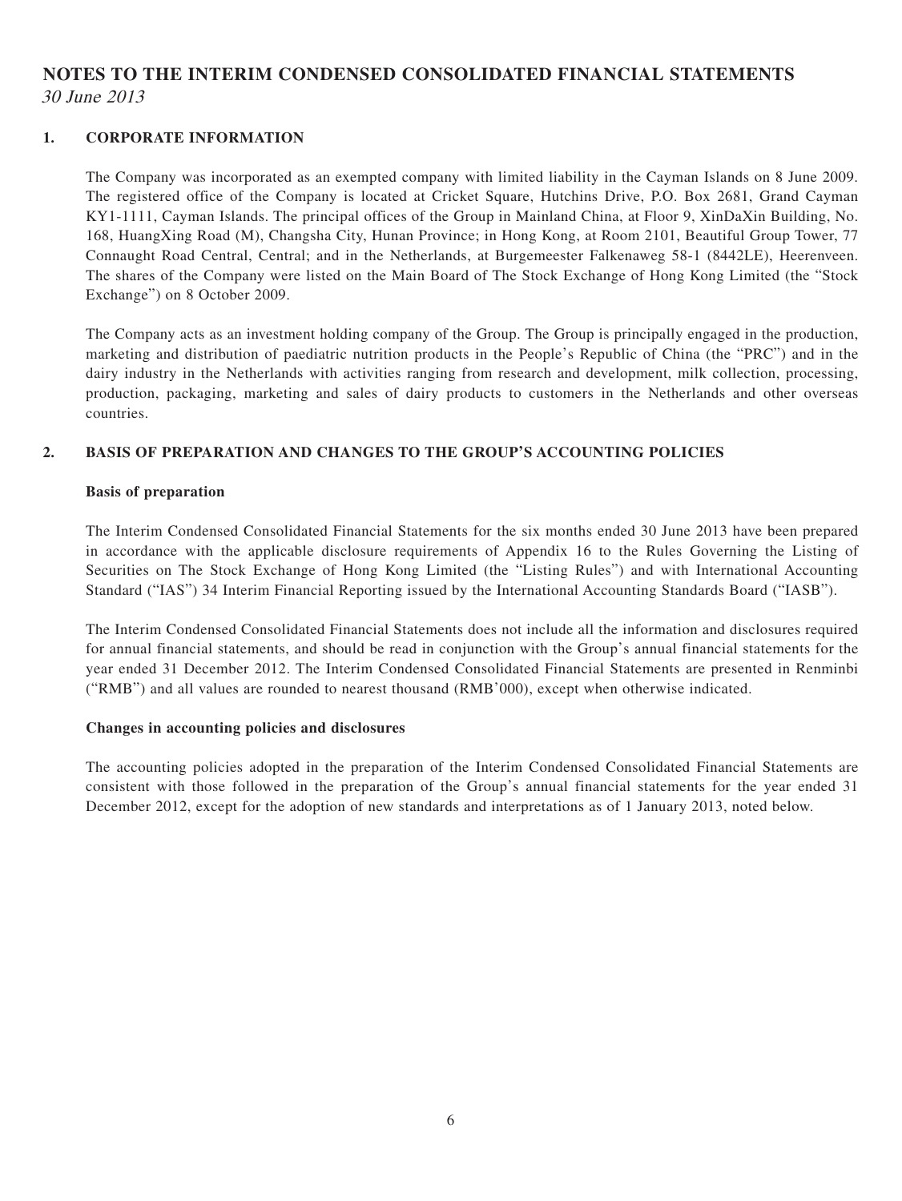# NOTES TO THE INTERIM CONDENSED CONSOLIDATED FINANCIAL STATEMENTS

*30 June 2013*

## 1. CORPORATE INFORMATION

The Company was incorporated as an exempted company with limited liability in the Cayman Islands on 8 June 2009. The registered office of the Company is located at Cricket Square, Hutchins Drive, P.O. Box 2681, Grand Cayman KY1-1111, Cayman Islands. The principal offices of the Group in Mainland China, at Floor 9, XinDaXin Building, No. 168, HuangXing Road (M), Changsha City, Hunan Province; in Hong Kong, at Room 2101, Beautiful Group Tower, 77 Connaught Road Central, Central; and in the Netherlands, at Burgemeester Falkenaweg 58-1 (8442LE), Heerenveen. The shares of the Company were listed on the Main Board of The Stock Exchange of Hong Kong Limited (the "Stock Exchange") on 8 October 2009.

The Company acts as an investment holding company of the Group. The Group is principally engaged in the production, marketing and distribution of paediatric nutrition products in the People's Republic of China (the "PRC") and in the dairy industry in the Netherlands with activities ranging from research and development, milk collection, processing, production, packaging, marketing and sales of dairy products to customers in the Netherlands and other overseas countries.

## 2. BASIS OF PREPARATION AND CHANGES TO THE GROUP'S ACCOUNTING POLICIES

### Basis of preparation

The Interim Condensed Consolidated Financial Statements for the six months ended 30 June 2013 have been prepared in accordance with the applicable disclosure requirements of Appendix 16 to the Rules Governing the Listing of Securities on The Stock Exchange of Hong Kong Limited (the "Listing Rules") and with International Accounting Standard ("IAS") 34 Interim Financial Reporting issued by the International Accounting Standards Board ("IASB").

The Interim Condensed Consolidated Financial Statements does not include all the information and disclosures required for annual financial statements, and should be read in conjunction with the Group's annual financial statements for the year ended 31 December 2012. The Interim Condensed Consolidated Financial Statements are presented in Renminbi ("RMB") and all values are rounded to nearest thousand (RMB'000), except when otherwise indicated.

### Changes in accounting policies and disclosures

The accounting policies adopted in the preparation of the Interim Condensed Consolidated Financial Statements are consistent with those followed in the preparation of the Group's annual financial statements for the year ended 31 December 2012, except for the adoption of new standards and interpretations as of 1 January 2013, noted below.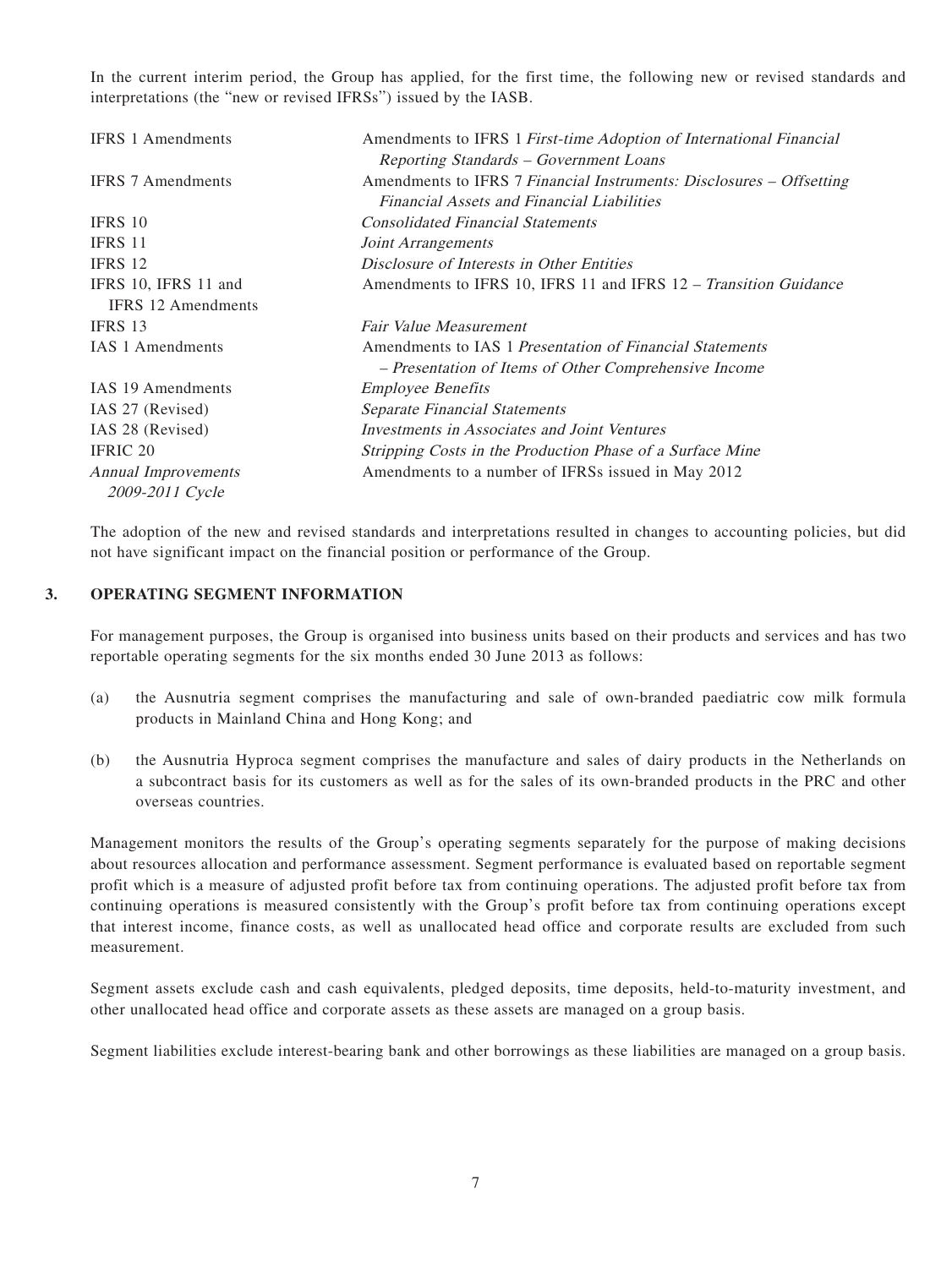In the current interim period, the Group has applied, for the first time, the following new or revised standards and interpretations (the "new or revised IFRSs") issued by the IASB.

| | |
|---|---|
| IFRS 1 Amendments | Amendments to IFRS 1 *First-time Adoption of International Financial Reporting Standards – Government Loans* |
| IFRS 7 Amendments | Amendments to IFRS 7 *Financial Instruments: Disclosures – Offsetting Financial Assets and Financial Liabilities* |
| IFRS 10 | *Consolidated Financial Statements* |
| IFRS 11 | *Joint Arrangements* |
| IFRS 12 | *Disclosure of Interests in Other Entities* |
| IFRS 10, IFRS 11 and IFRS 12 Amendments | Amendments to IFRS 10, IFRS 11 and IFRS 12 – *Transition Guidance* |
| IFRS 13 | *Fair Value Measurement* |
| IAS 1 Amendments | Amendments to IAS 1 *Presentation of Financial Statements – Presentation of Items of Other Comprehensive Income* |
| IAS 19 Amendments | *Employee Benefits* |
| IAS 27 (Revised) | *Separate Financial Statements* |
| IAS 28 (Revised) | *Investments in Associates and Joint Ventures* |
| IFRIC 20 | *Stripping Costs in the Production Phase of a Surface Mine* |
| *Annual Improvements 2009-2011 Cycle* | Amendments to a number of IFRSs issued in May 2012 |

The adoption of the new and revised standards and interpretations resulted in changes to accounting policies, but did not have significant impact on the financial position or performance of the Group.

## 3. OPERATING SEGMENT INFORMATION

For management purposes, the Group is organised into business units based on their products and services and has two reportable operating segments for the six months ended 30 June 2013 as follows:

(a) the Ausnutria segment comprises the manufacturing and sale of own-branded paediatric cow milk formula products in Mainland China and Hong Kong; and

(b) the Ausnutria Hyproca segment comprises the manufacture and sales of dairy products in the Netherlands on a subcontract basis for its customers as well as for the sales of its own-branded products in the PRC and other overseas countries.

Management monitors the results of the Group's operating segments separately for the purpose of making decisions about resources allocation and performance assessment. Segment performance is evaluated based on reportable segment profit which is a measure of adjusted profit before tax from continuing operations. The adjusted profit before tax from continuing operations is measured consistently with the Group's profit before tax from continuing operations except that interest income, finance costs, as well as unallocated head office and corporate results are excluded from such measurement.

Segment assets exclude cash and cash equivalents, pledged deposits, time deposits, held-to-maturity investment, and other unallocated head office and corporate assets as these assets are managed on a group basis.

Segment liabilities exclude interest-bearing bank and other borrowings as these liabilities are managed on a group basis.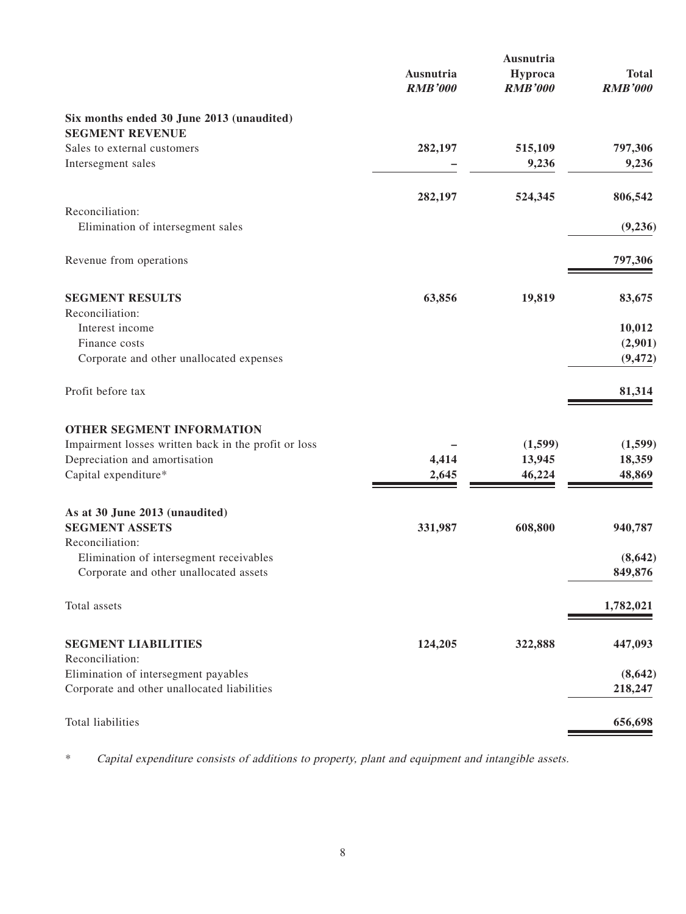| | Ausnutria *RMB'000* | Ausnutria Hyproca *RMB'000* | Total *RMB'000* |
|---|---|---|---|
| **Six months ended 30 June 2013 (unaudited)** | | | |
| **SEGMENT REVENUE** | | | |
| Sales to external customers | 282,197 | 515,109 | 797,306 |
| Intersegment sales | – | 9,236 | 9,236 |
| | 282,197 | 524,345 | 806,542 |
| Reconciliation: | | | |
| Elimination of intersegment sales | | | (9,236) |
| Revenue from operations | | | 797,306 |
| **SEGMENT RESULTS** | 63,856 | 19,819 | 83,675 |
| Reconciliation: | | | |
| Interest income | | | 10,012 |
| Finance costs | | | (2,901) |
| Corporate and other unallocated expenses | | | (9,472) |
| Profit before tax | | | 81,314 |
| **OTHER SEGMENT INFORMATION** | | | |
| Impairment losses written back in the profit or loss | – | (1,599) | (1,599) |
| Depreciation and amortisation | 4,414 | 13,945 | 18,359 |
| Capital expenditure* | 2,645 | 46,224 | 48,869 |
| **As at 30 June 2013 (unaudited)** | | | |
| **SEGMENT ASSETS** | 331,987 | 608,800 | 940,787 |
| Reconciliation: | | | |
| Elimination of intersegment receivables | | | (8,642) |
| Corporate and other unallocated assets | | | 849,876 |
| Total assets | | | 1,782,021 |
| **SEGMENT LIABILITIES** | 124,205 | 322,888 | 447,093 |
| Reconciliation: | | | |
| Elimination of intersegment payables | | | (8,642) |
| Corporate and other unallocated liabilities | | | 218,247 |
| Total liabilities | | | 656,698 |

\* *Capital expenditure consists of additions to property, plant and equipment and intangible assets.*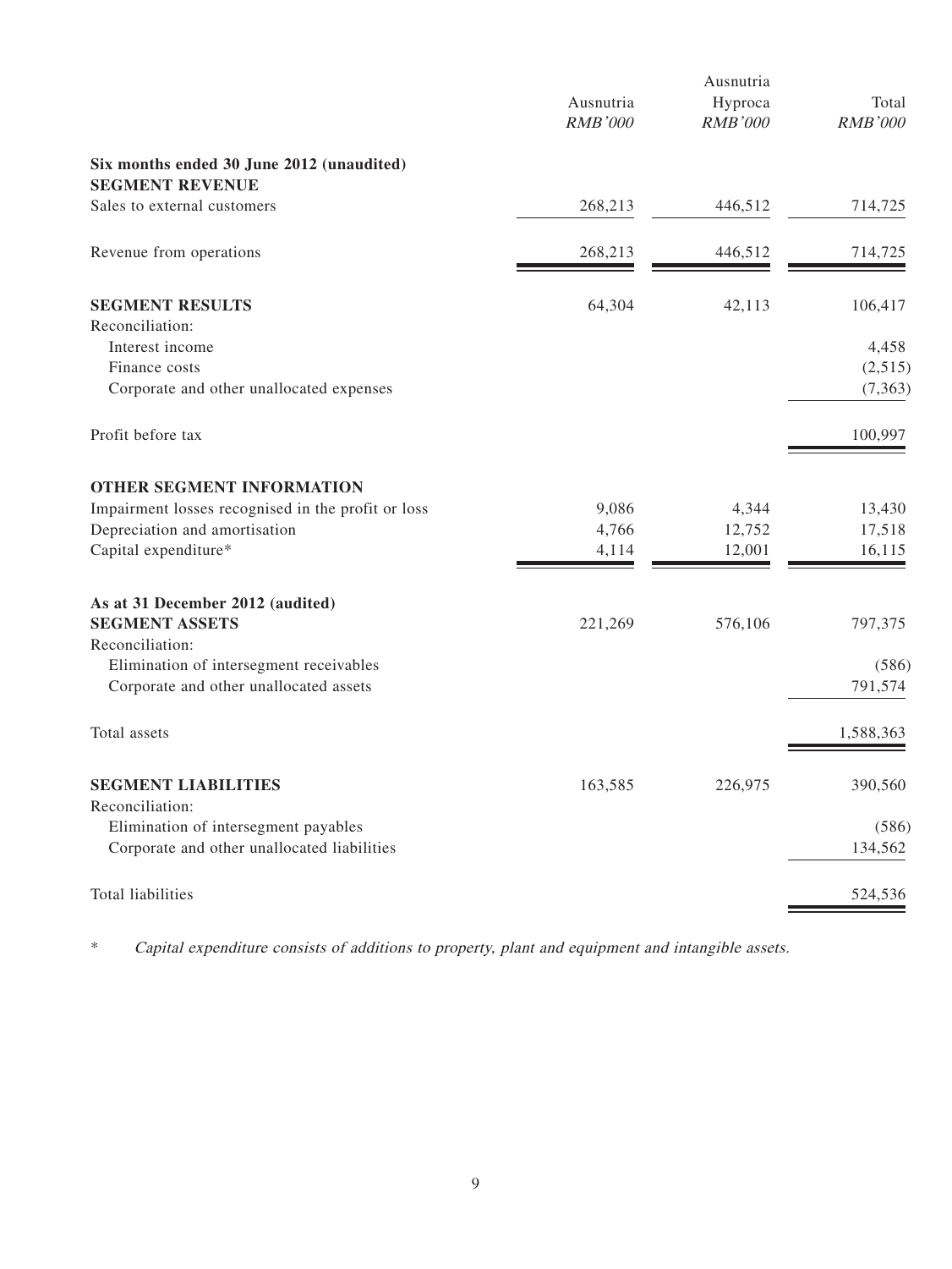| | Ausnutria *RMB'000* | Ausnutria Hyproca *RMB'000* | Total *RMB'000* |
|---|---|---|---|
| **Six months ended 30 June 2012 (unaudited)** | | | |
| **SEGMENT REVENUE** | | | |
| Sales to external customers | 268,213 | 446,512 | 714,725 |
| Revenue from operations | 268,213 | 446,512 | 714,725 |
| **SEGMENT RESULTS** | 64,304 | 42,113 | 106,417 |
| Reconciliation: | | | |
| Interest income | | | 4,458 |
| Finance costs | | | (2,515) |
| Corporate and other unallocated expenses | | | (7,363) |
| Profit before tax | | | 100,997 |
| **OTHER SEGMENT INFORMATION** | | | |
| Impairment losses recognised in the profit or loss | 9,086 | 4,344 | 13,430 |
| Depreciation and amortisation | 4,766 | 12,752 | 17,518 |
| Capital expenditure* | 4,114 | 12,001 | 16,115 |
| **As at 31 December 2012 (audited)** | | | |
| **SEGMENT ASSETS** | 221,269 | 576,106 | 797,375 |
| Reconciliation: | | | |
| Elimination of intersegment receivables | | | (586) |
| Corporate and other unallocated assets | | | 791,574 |
| Total assets | | | 1,588,363 |
| **SEGMENT LIABILITIES** | 163,585 | 226,975 | 390,560 |
| Reconciliation: | | | |
| Elimination of intersegment payables | | | (586) |
| Corporate and other unallocated liabilities | | | 134,562 |
| Total liabilities | | | 524,536 |

\* *Capital expenditure consists of additions to property, plant and equipment and intangible assets.*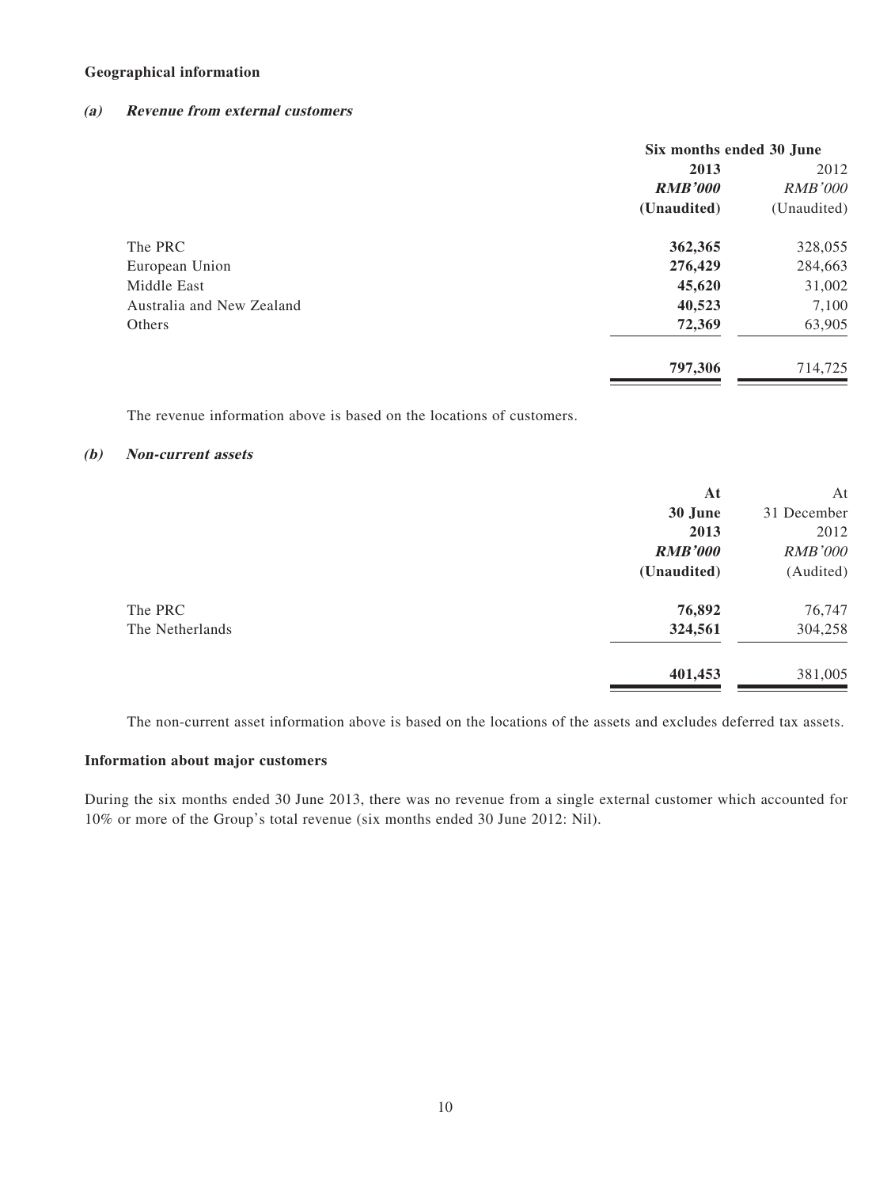**Geographical information**

***(a) Revenue from external customers***

| | Six months ended 30 June | |
|---|---|---|
| | **2013** | 2012 |
| | ***RMB'000*** | *RMB'000* |
| | **(Unaudited)** | (Unaudited) |
| The PRC | **362,365** | 328,055 |
| European Union | **276,429** | 284,663 |
| Middle East | **45,620** | 31,002 |
| Australia and New Zealand | **40,523** | 7,100 |
| Others | **72,369** | 63,905 |
| | **797,306** | 714,725 |

The revenue information above is based on the locations of customers.

***(b) Non-current assets***

| | **At 30 June 2013** | At 31 December 2012 |
|---|---|---|
| | ***RMB'000*** | *RMB'000* |
| | **(Unaudited)** | (Audited) |
| The PRC | **76,892** | 76,747 |
| The Netherlands | **324,561** | 304,258 |
| | **401,453** | 381,005 |

The non-current asset information above is based on the locations of the assets and excludes deferred tax assets.

**Information about major customers**

During the six months ended 30 June 2013, there was no revenue from a single external customer which accounted for 10% or more of the Group's total revenue (six months ended 30 June 2012: Nil).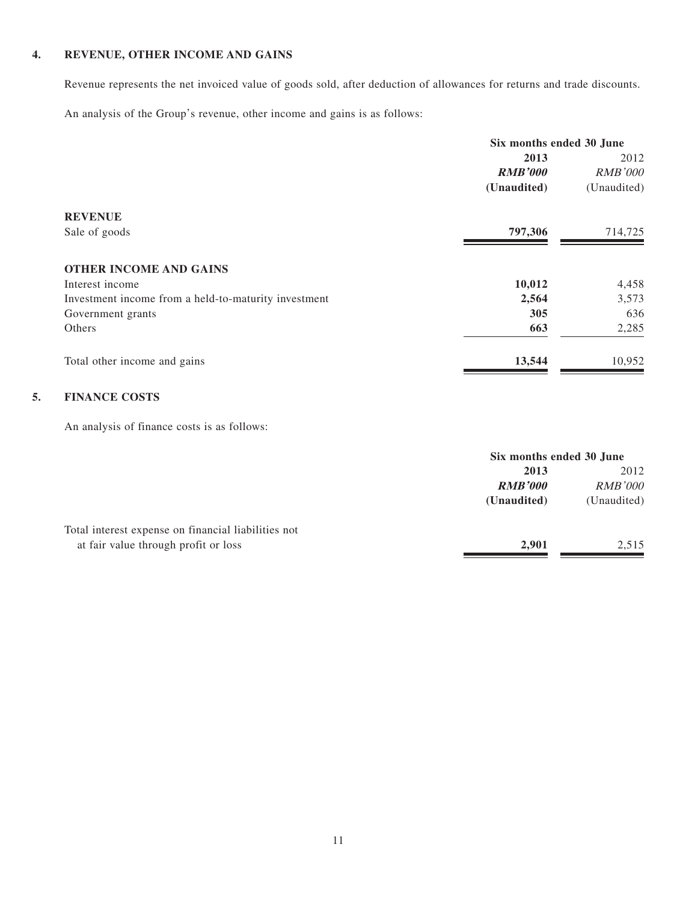## 4. REVENUE, OTHER INCOME AND GAINS

Revenue represents the net invoiced value of goods sold, after deduction of allowances for returns and trade discounts.

An analysis of the Group's revenue, other income and gains is as follows:

| | Six months ended 30 June | |
|---|---|---|
| | **2013** | 2012 |
| | ***RMB'000*** | *RMB'000* |
| | **(Unaudited)** | (Unaudited) |
| **REVENUE** | | |
| Sale of goods | **797,306** | 714,725 |
| **OTHER INCOME AND GAINS** | | |
| Interest income | **10,012** | 4,458 |
| Investment income from a held-to-maturity investment | **2,564** | 3,573 |
| Government grants | **305** | 636 |
| Others | **663** | 2,285 |
| Total other income and gains | **13,544** | 10,952 |

## 5. FINANCE COSTS

An analysis of finance costs is as follows:

| | Six months ended 30 June | |
|---|---|---|
| | **2013** | 2012 |
| | ***RMB'000*** | *RMB'000* |
| | **(Unaudited)** | (Unaudited) |
| Total interest expense on financial liabilities not at fair value through profit or loss | **2,901** | 2,515 |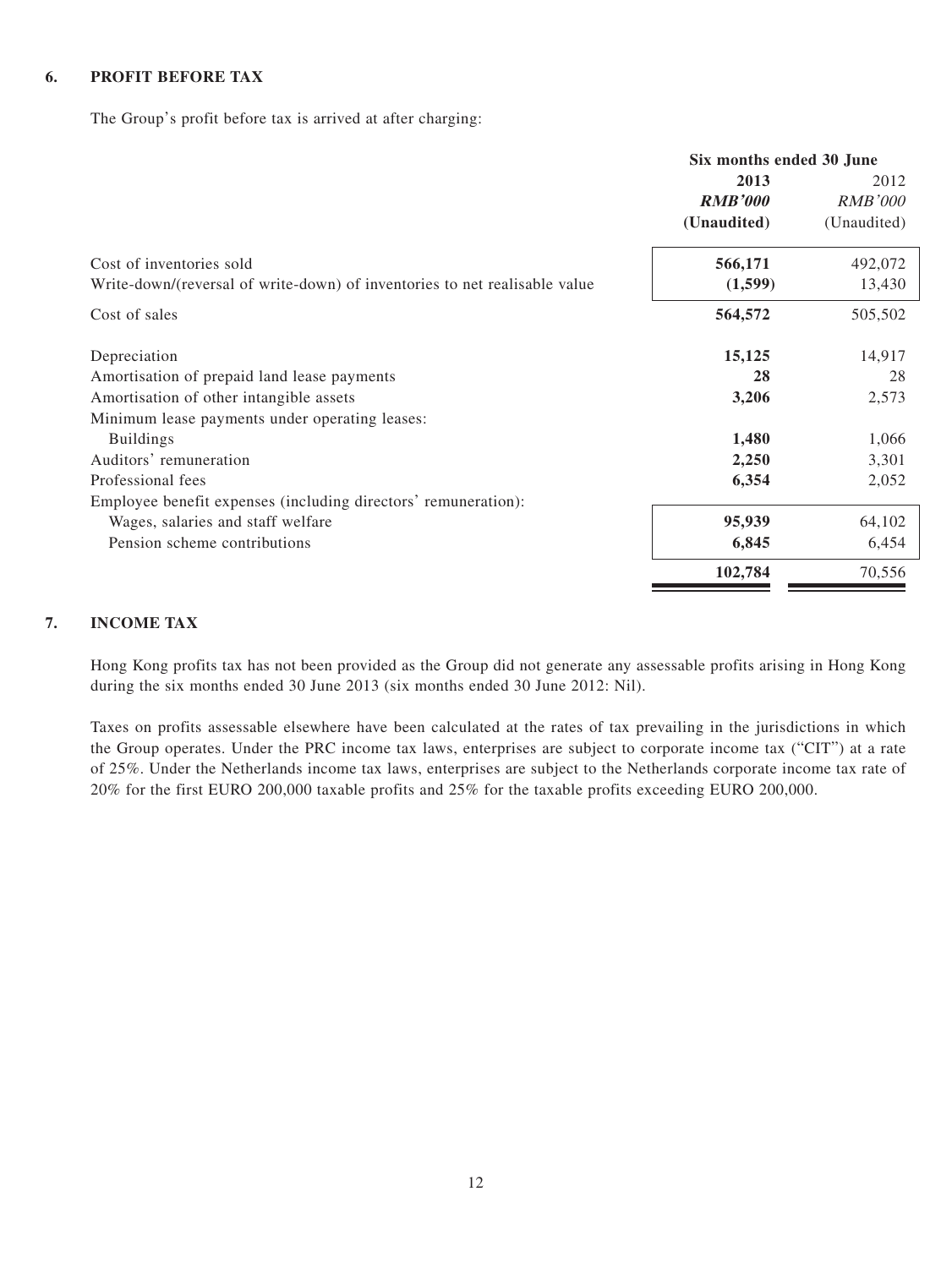## 6. PROFIT BEFORE TAX

The Group's profit before tax is arrived at after charging:

| | Six months ended 30 June | |
|---|---|---|
| | **2013** | 2012 |
| | ***RMB'000*** | *RMB'000* |
| | **(Unaudited)** | (Unaudited) |
| Cost of inventories sold | **566,171** | 492,072 |
| Write-down/(reversal of write-down) of inventories to net realisable value | **(1,599)** | 13,430 |
| Cost of sales | **564,572** | 505,502 |
| Depreciation | **15,125** | 14,917 |
| Amortisation of prepaid land lease payments | **28** | 28 |
| Amortisation of other intangible assets | **3,206** | 2,573 |
| Minimum lease payments under operating leases: | | |
| Buildings | **1,480** | 1,066 |
| Auditors' remuneration | **2,250** | 3,301 |
| Professional fees | **6,354** | 2,052 |
| Employee benefit expenses (including directors' remuneration): | | |
| Wages, salaries and staff welfare | **95,939** | 64,102 |
| Pension scheme contributions | **6,845** | 6,454 |
| | **102,784** | 70,556 |

## 7. INCOME TAX

Hong Kong profits tax has not been provided as the Group did not generate any assessable profits arising in Hong Kong during the six months ended 30 June 2013 (six months ended 30 June 2012: Nil).

Taxes on profits assessable elsewhere have been calculated at the rates of tax prevailing in the jurisdictions in which the Group operates. Under the PRC income tax laws, enterprises are subject to corporate income tax ("CIT") at a rate of 25%. Under the Netherlands income tax laws, enterprises are subject to the Netherlands corporate income tax rate of 20% for the first EURO 200,000 taxable profits and 25% for the taxable profits exceeding EURO 200,000.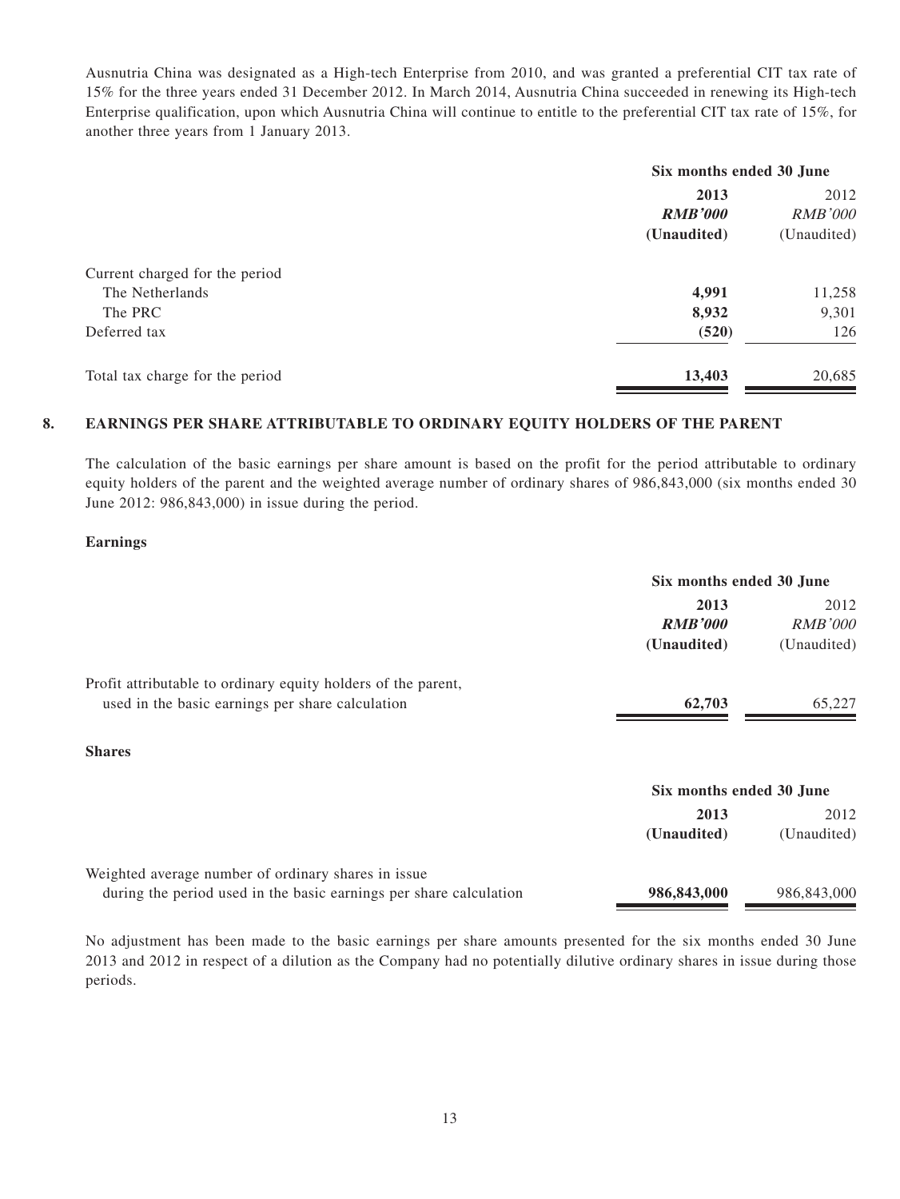Ausnutria China was designated as a High-tech Enterprise from 2010, and was granted a preferential CIT tax rate of 15% for the three years ended 31 December 2012. In March 2014, Ausnutria China succeeded in renewing its High-tech Enterprise qualification, upon which Ausnutria China will continue to entitle to the preferential CIT tax rate of 15%, for another three years from 1 January 2013.

| | Six months ended 30 June | |
|---|---|---|
| | **2013** | 2012 |
| | ***RMB'000*** | *RMB'000* |
| | **(Unaudited)** | (Unaudited) |
| Current charged for the period | | |
| The Netherlands | **4,991** | 11,258 |
| The PRC | **8,932** | 9,301 |
| Deferred tax | **(520)** | 126 |
| Total tax charge for the period | **13,403** | 20,685 |

## 8. EARNINGS PER SHARE ATTRIBUTABLE TO ORDINARY EQUITY HOLDERS OF THE PARENT

The calculation of the basic earnings per share amount is based on the profit for the period attributable to ordinary equity holders of the parent and the weighted average number of ordinary shares of 986,843,000 (six months ended 30 June 2012: 986,843,000) in issue during the period.

**Earnings**

| | Six months ended 30 June | |
|---|---|---|
| | **2013** | 2012 |
| | ***RMB'000*** | *RMB'000* |
| | **(Unaudited)** | (Unaudited) |
| Profit attributable to ordinary equity holders of the parent, used in the basic earnings per share calculation | **62,703** | 65,227 |

**Shares**

| | Six months ended 30 June | |
|---|---|---|
| | **2013** | 2012 |
| | **(Unaudited)** | (Unaudited) |
| Weighted average number of ordinary shares in issue during the period used in the basic earnings per share calculation | **986,843,000** | 986,843,000 |

No adjustment has been made to the basic earnings per share amounts presented for the six months ended 30 June 2013 and 2012 in respect of a dilution as the Company had no potentially dilutive ordinary shares in issue during those periods.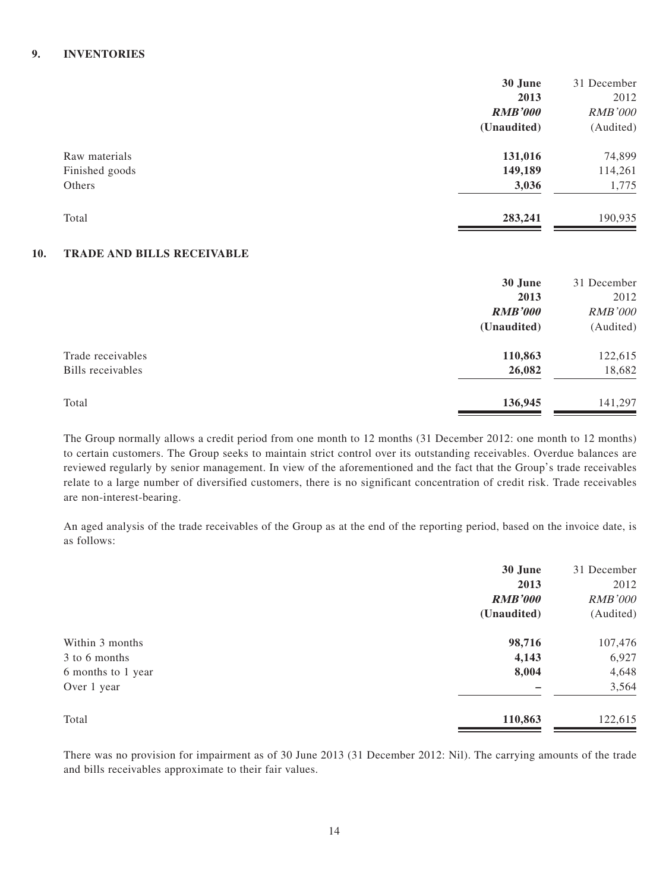## 9. INVENTORIES

| | 30 June 2013 *RMB'000* (Unaudited) | 31 December 2012 *RMB'000* (Audited) |
|---|---|---|
| Raw materials | **131,016** | 74,899 |
| Finished goods | **149,189** | 114,261 |
| Others | **3,036** | 1,775 |
| Total | **283,241** | 190,935 |

## 10. TRADE AND BILLS RECEIVABLE

| | 30 June 2013 *RMB'000* (Unaudited) | 31 December 2012 *RMB'000* (Audited) |
|---|---|---|
| Trade receivables | **110,863** | 122,615 |
| Bills receivables | **26,082** | 18,682 |
| Total | **136,945** | 141,297 |

The Group normally allows a credit period from one month to 12 months (31 December 2012: one month to 12 months) to certain customers. The Group seeks to maintain strict control over its outstanding receivables. Overdue balances are reviewed regularly by senior management. In view of the aforementioned and the fact that the Group's trade receivables relate to a large number of diversified customers, there is no significant concentration of credit risk. Trade receivables are non-interest-bearing.

An aged analysis of the trade receivables of the Group as at the end of the reporting period, based on the invoice date, is as follows:

| | 30 June 2013 *RMB'000* (Unaudited) | 31 December 2012 *RMB'000* (Audited) |
|---|---|---|
| Within 3 months | **98,716** | 107,476 |
| 3 to 6 months | **4,143** | 6,927 |
| 6 months to 1 year | **8,004** | 4,648 |
| Over 1 year | **–** | 3,564 |
| Total | **110,863** | 122,615 |

There was no provision for impairment as of 30 June 2013 (31 December 2012: Nil). The carrying amounts of the trade and bills receivables approximate to their fair values.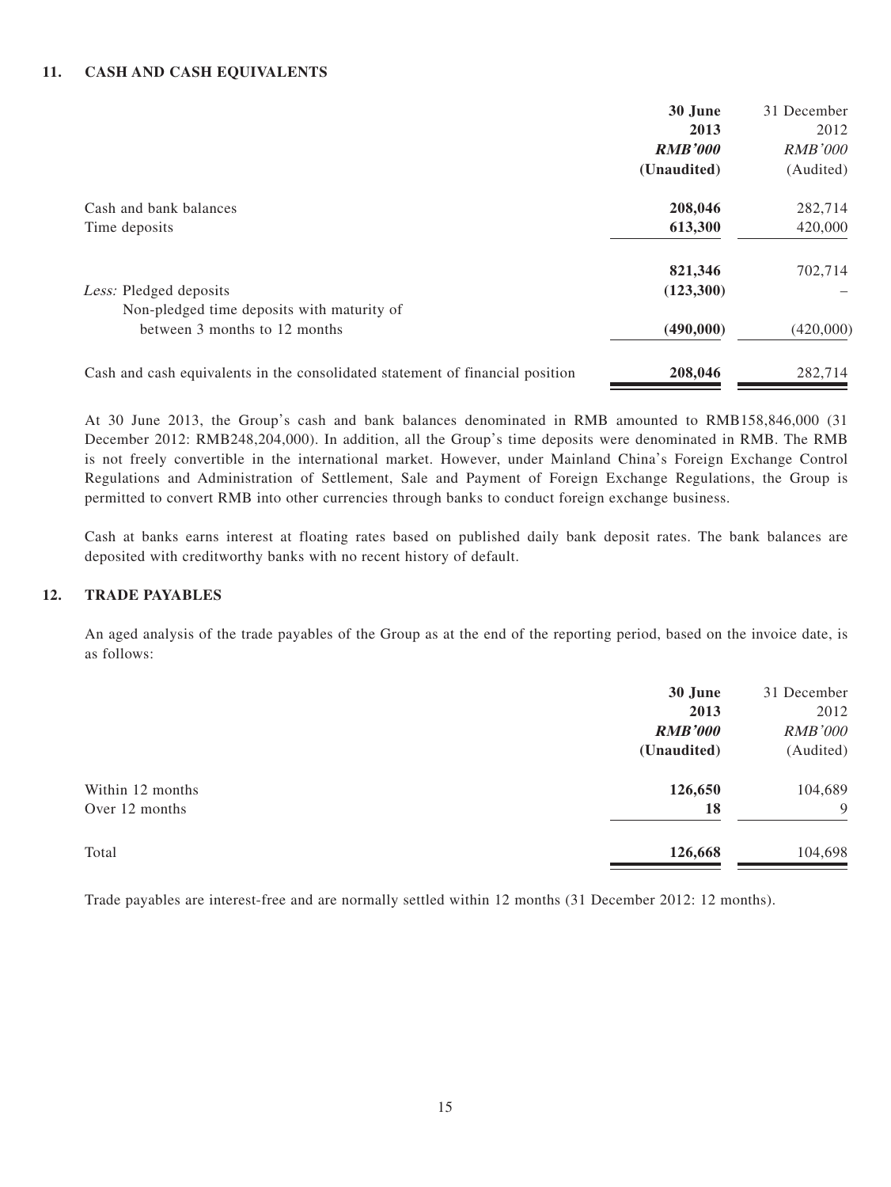## 11. CASH AND CASH EQUIVALENTS

| | 30 June 2013 | 31 December 2012 |
|---|---|---|
| | ***RMB'000*** | *RMB'000* |
| | **(Unaudited)** | (Audited) |
| Cash and bank balances | **208,046** | 282,714 |
| Time deposits | **613,300** | 420,000 |
| | **821,346** | 702,714 |
| *Less:* Pledged deposits | **(123,300)** | – |
| Non-pledged time deposits with maturity of between 3 months to 12 months | **(490,000)** | (420,000) |
| Cash and cash equivalents in the consolidated statement of financial position | **208,046** | 282,714 |

At 30 June 2013, the Group's cash and bank balances denominated in RMB amounted to RMB158,846,000 (31 December 2012: RMB248,204,000). In addition, all the Group's time deposits were denominated in RMB. The RMB is not freely convertible in the international market. However, under Mainland China's Foreign Exchange Control Regulations and Administration of Settlement, Sale and Payment of Foreign Exchange Regulations, the Group is permitted to convert RMB into other currencies through banks to conduct foreign exchange business.

Cash at banks earns interest at floating rates based on published daily bank deposit rates. The bank balances are deposited with creditworthy banks with no recent history of default.

## 12. TRADE PAYABLES

An aged analysis of the trade payables of the Group as at the end of the reporting period, based on the invoice date, is as follows:

| | 30 June 2013 | 31 December 2012 |
|---|---|---|
| | ***RMB'000*** | *RMB'000* |
| | **(Unaudited)** | (Audited) |
| Within 12 months | **126,650** | 104,689 |
| Over 12 months | **18** | 9 |
| Total | **126,668** | 104,698 |

Trade payables are interest-free and are normally settled within 12 months (31 December 2012: 12 months).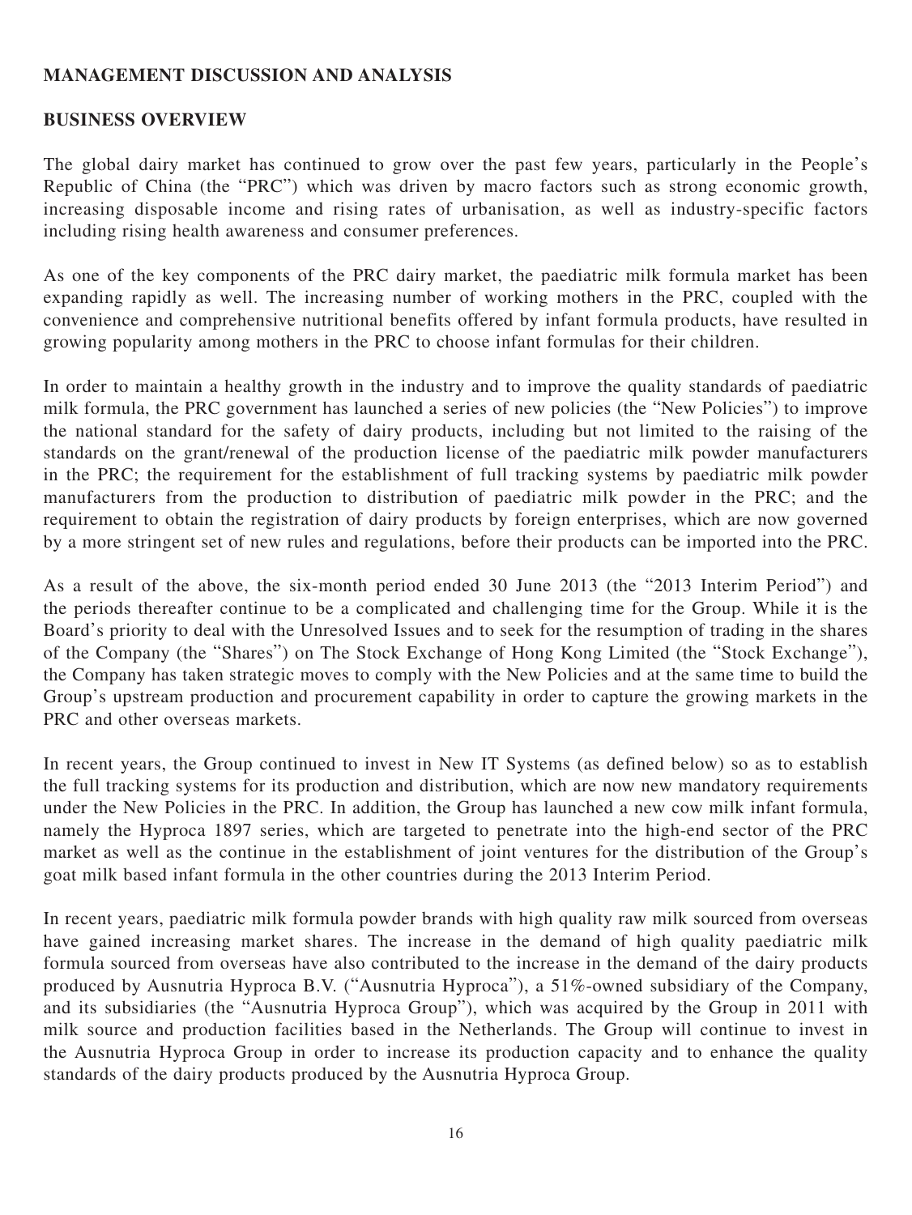## MANAGEMENT DISCUSSION AND ANALYSIS

### BUSINESS OVERVIEW

The global dairy market has continued to grow over the past few years, particularly in the People's Republic of China (the "PRC") which was driven by macro factors such as strong economic growth, increasing disposable income and rising rates of urbanisation, as well as industry-specific factors including rising health awareness and consumer preferences.

As one of the key components of the PRC dairy market, the paediatric milk formula market has been expanding rapidly as well. The increasing number of working mothers in the PRC, coupled with the convenience and comprehensive nutritional benefits offered by infant formula products, have resulted in growing popularity among mothers in the PRC to choose infant formulas for their children.

In order to maintain a healthy growth in the industry and to improve the quality standards of paediatric milk formula, the PRC government has launched a series of new policies (the "New Policies") to improve the national standard for the safety of dairy products, including but not limited to the raising of the standards on the grant/renewal of the production license of the paediatric milk powder manufacturers in the PRC; the requirement for the establishment of full tracking systems by paediatric milk powder manufacturers from the production to distribution of paediatric milk powder in the PRC; and the requirement to obtain the registration of dairy products by foreign enterprises, which are now governed by a more stringent set of new rules and regulations, before their products can be imported into the PRC.

As a result of the above, the six-month period ended 30 June 2013 (the "2013 Interim Period") and the periods thereafter continue to be a complicated and challenging time for the Group. While it is the Board's priority to deal with the Unresolved Issues and to seek for the resumption of trading in the shares of the Company (the "Shares") on The Stock Exchange of Hong Kong Limited (the "Stock Exchange"), the Company has taken strategic moves to comply with the New Policies and at the same time to build the Group's upstream production and procurement capability in order to capture the growing markets in the PRC and other overseas markets.

In recent years, the Group continued to invest in New IT Systems (as defined below) so as to establish the full tracking systems for its production and distribution, which are now new mandatory requirements under the New Policies in the PRC. In addition, the Group has launched a new cow milk infant formula, namely the Hyproca 1897 series, which are targeted to penetrate into the high-end sector of the PRC market as well as the continue in the establishment of joint ventures for the distribution of the Group's goat milk based infant formula in the other countries during the 2013 Interim Period.

In recent years, paediatric milk formula powder brands with high quality raw milk sourced from overseas have gained increasing market shares. The increase in the demand of high quality paediatric milk formula sourced from overseas have also contributed to the increase in the demand of the dairy products produced by Ausnutria Hyproca B.V. ("Ausnutria Hyproca"), a 51%-owned subsidiary of the Company, and its subsidiaries (the "Ausnutria Hyproca Group"), which was acquired by the Group in 2011 with milk source and production facilities based in the Netherlands. The Group will continue to invest in the Ausnutria Hyproca Group in order to increase its production capacity and to enhance the quality standards of the dairy products produced by the Ausnutria Hyproca Group.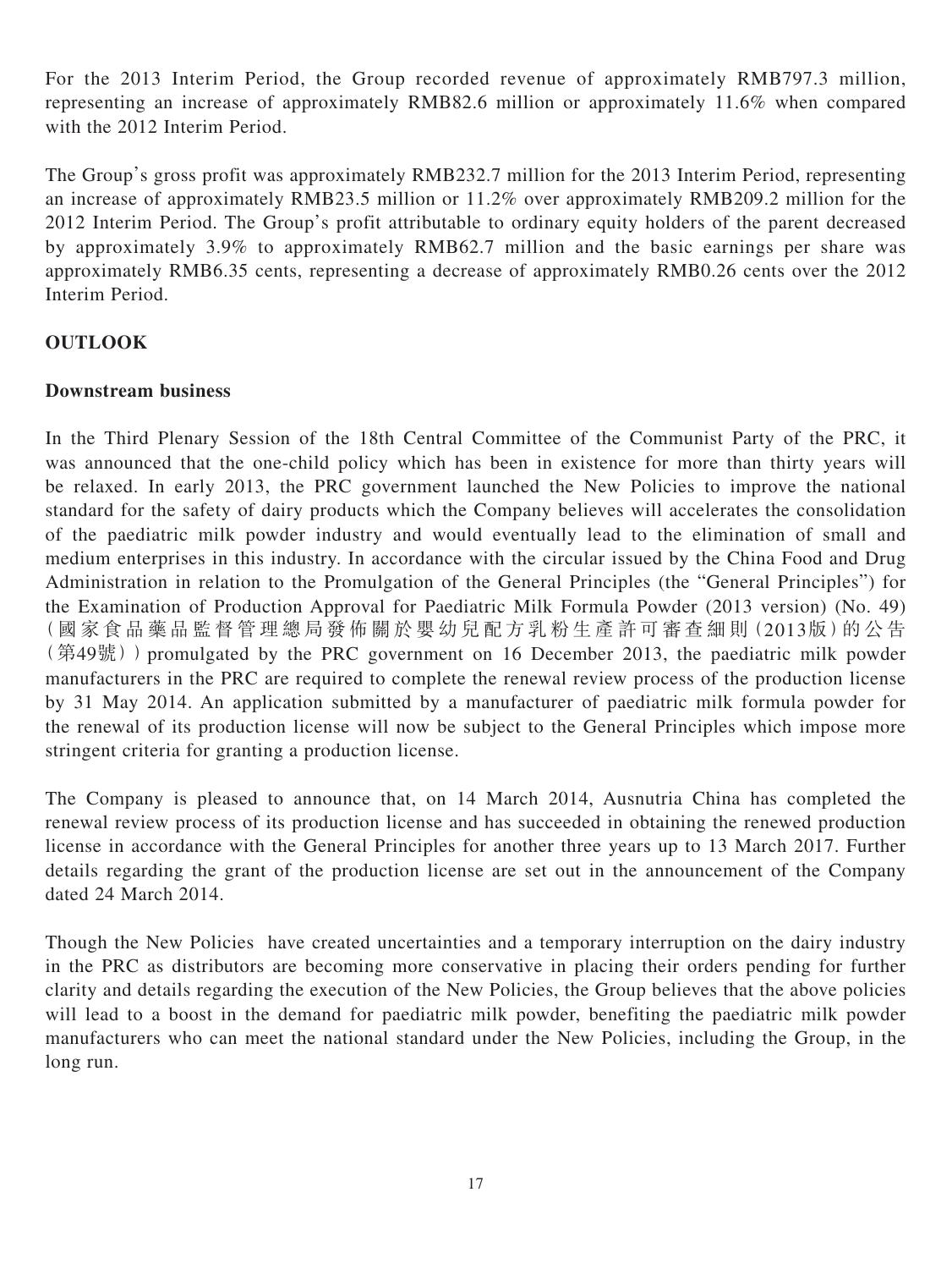For the 2013 Interim Period, the Group recorded revenue of approximately RMB797.3 million, representing an increase of approximately RMB82.6 million or approximately 11.6% when compared with the 2012 Interim Period.

The Group's gross profit was approximately RMB232.7 million for the 2013 Interim Period, representing an increase of approximately RMB23.5 million or 11.2% over approximately RMB209.2 million for the 2012 Interim Period. The Group's profit attributable to ordinary equity holders of the parent decreased by approximately 3.9% to approximately RMB62.7 million and the basic earnings per share was approximately RMB6.35 cents, representing a decrease of approximately RMB0.26 cents over the 2012 Interim Period.

## OUTLOOK

### Downstream business

In the Third Plenary Session of the 18th Central Committee of the Communist Party of the PRC, it was announced that the one-child policy which has been in existence for more than thirty years will be relaxed. In early 2013, the PRC government launched the New Policies to improve the national standard for the safety of dairy products which the Company believes will accelerates the consolidation of the paediatric milk powder industry and would eventually lead to the elimination of small and medium enterprises in this industry. In accordance with the circular issued by the China Food and Drug Administration in relation to the Promulgation of the General Principles (the "General Principles") for the Examination of Production Approval for Paediatric Milk Formula Powder (2013 version) (No. 49) (國家食品藥品監督管理總局發佈關於嬰幼兒配方乳粉生產許可審查細則(2013版)的公告(第49號)) promulgated by the PRC government on 16 December 2013, the paediatric milk powder manufacturers in the PRC are required to complete the renewal review process of the production license by 31 May 2014. An application submitted by a manufacturer of paediatric milk formula powder for the renewal of its production license will now be subject to the General Principles which impose more stringent criteria for granting a production license.

The Company is pleased to announce that, on 14 March 2014, Ausnutria China has completed the renewal review process of its production license and has succeeded in obtaining the renewed production license in accordance with the General Principles for another three years up to 13 March 2017. Further details regarding the grant of the production license are set out in the announcement of the Company dated 24 March 2014.

Though the New Policies have created uncertainties and a temporary interruption on the dairy industry in the PRC as distributors are becoming more conservative in placing their orders pending for further clarity and details regarding the execution of the New Policies, the Group believes that the above policies will lead to a boost in the demand for paediatric milk powder, benefiting the paediatric milk powder manufacturers who can meet the national standard under the New Policies, including the Group, in the long run.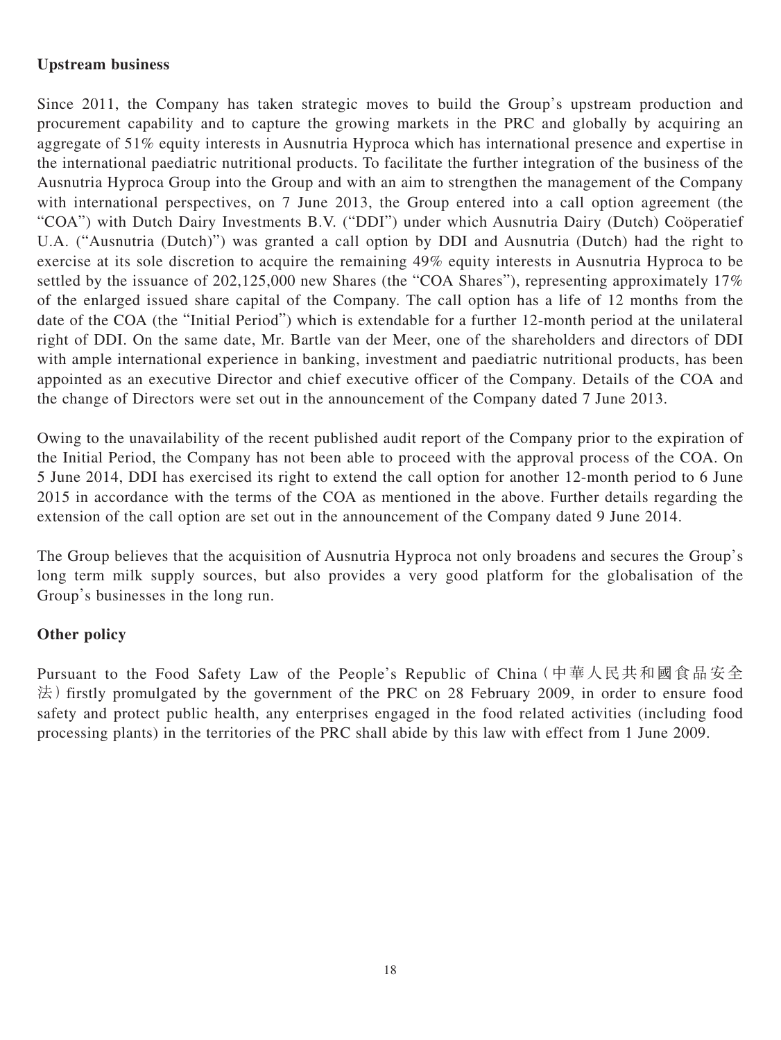**Upstream business**

Since 2011, the Company has taken strategic moves to build the Group's upstream production and procurement capability and to capture the growing markets in the PRC and globally by acquiring an aggregate of 51% equity interests in Ausnutria Hyproca which has international presence and expertise in the international paediatric nutritional products. To facilitate the further integration of the business of the Ausnutria Hyproca Group into the Group and with an aim to strengthen the management of the Company with international perspectives, on 7 June 2013, the Group entered into a call option agreement (the "COA") with Dutch Dairy Investments B.V. ("DDI") under which Ausnutria Dairy (Dutch) Coöperatief U.A. ("Ausnutria (Dutch)") was granted a call option by DDI and Ausnutria (Dutch) had the right to exercise at its sole discretion to acquire the remaining 49% equity interests in Ausnutria Hyproca to be settled by the issuance of 202,125,000 new Shares (the "COA Shares"), representing approximately 17% of the enlarged issued share capital of the Company. The call option has a life of 12 months from the date of the COA (the "Initial Period") which is extendable for a further 12-month period at the unilateral right of DDI. On the same date, Mr. Bartle van der Meer, one of the shareholders and directors of DDI with ample international experience in banking, investment and paediatric nutritional products, has been appointed as an executive Director and chief executive officer of the Company. Details of the COA and the change of Directors were set out in the announcement of the Company dated 7 June 2013.

Owing to the unavailability of the recent published audit report of the Company prior to the expiration of the Initial Period, the Company has not been able to proceed with the approval process of the COA. On 5 June 2014, DDI has exercised its right to extend the call option for another 12-month period to 6 June 2015 in accordance with the terms of the COA as mentioned in the above. Further details regarding the extension of the call option are set out in the announcement of the Company dated 9 June 2014.

The Group believes that the acquisition of Ausnutria Hyproca not only broadens and secures the Group's long term milk supply sources, but also provides a very good platform for the globalisation of the Group's businesses in the long run.

**Other policy**

Pursuant to the Food Safety Law of the People's Republic of China (中華人民共和國食品安全法) firstly promulgated by the government of the PRC on 28 February 2009, in order to ensure food safety and protect public health, any enterprises engaged in the food related activities (including food processing plants) in the territories of the PRC shall abide by this law with effect from 1 June 2009.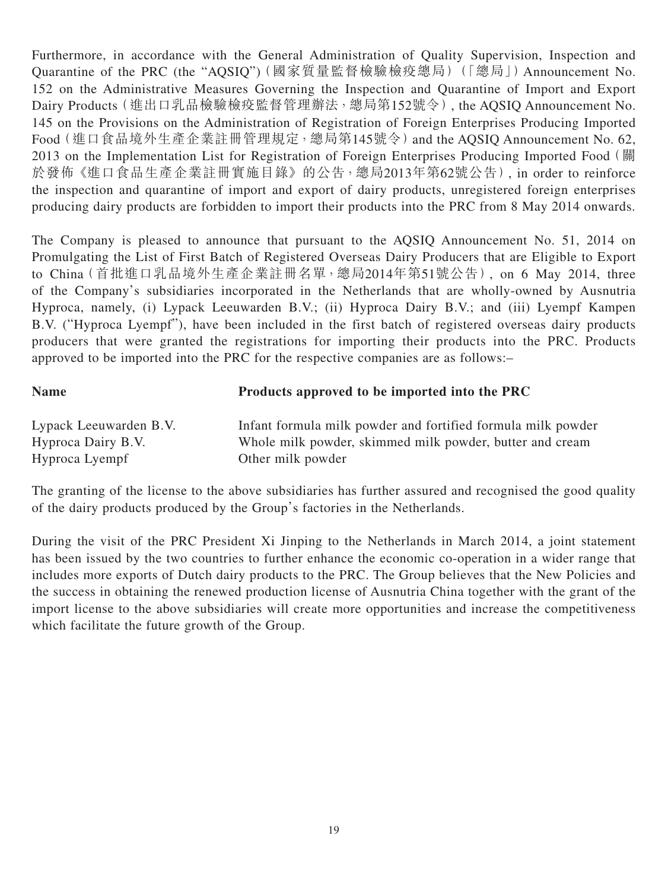Furthermore, in accordance with the General Administration of Quality Supervision, Inspection and Quarantine of the PRC (the "AQSIQ")（國家質量監督檢驗檢疫總局）（「總局」）Announcement No. 152 on the Administrative Measures Governing the Inspection and Quarantine of Import and Export Dairy Products（進出口乳品檢驗檢疫監督管理辦法，總局第152號令）, the AQSIQ Announcement No. 145 on the Provisions on the Administration of Registration of Foreign Enterprises Producing Imported Food（進口食品境外生產企業註冊管理規定，總局第145號令）and the AQSIQ Announcement No. 62, 2013 on the Implementation List for Registration of Foreign Enterprises Producing Imported Food（關於發佈《進口食品生產企業註冊實施目錄》的公告，總局2013年第62號公告）, in order to reinforce the inspection and quarantine of import and export of dairy products, unregistered foreign enterprises producing dairy products are forbidden to import their products into the PRC from 8 May 2014 onwards.

The Company is pleased to announce that pursuant to the AQSIQ Announcement No. 51, 2014 on Promulgating the List of First Batch of Registered Overseas Dairy Producers that are Eligible to Export to China（首批進口乳品境外生產企業註冊名單，總局2014年第51號公告）, on 6 May 2014, three of the Company's subsidiaries incorporated in the Netherlands that are wholly-owned by Ausnutria Hyproca, namely, (i) Lypack Leeuwarden B.V.; (ii) Hyproca Dairy B.V.; and (iii) Lyempf Kampen B.V. ("Hyproca Lyempf"), have been included in the first batch of registered overseas dairy products producers that were granted the registrations for importing their products into the PRC. Products approved to be imported into the PRC for the respective companies are as follows:–

| **Name** | **Products approved to be imported into the PRC** |
|---|---|
| Lypack Leeuwarden B.V. | Infant formula milk powder and fortified formula milk powder |
| Hyproca Dairy B.V. | Whole milk powder, skimmed milk powder, butter and cream |
| Hyproca Lyempf | Other milk powder |

The granting of the license to the above subsidiaries has further assured and recognised the good quality of the dairy products produced by the Group's factories in the Netherlands.

During the visit of the PRC President Xi Jinping to the Netherlands in March 2014, a joint statement has been issued by the two countries to further enhance the economic co-operation in a wider range that includes more exports of Dutch dairy products to the PRC. The Group believes that the New Policies and the success in obtaining the renewed production license of Ausnutria China together with the grant of the import license to the above subsidiaries will create more opportunities and increase the competitiveness which facilitate the future growth of the Group.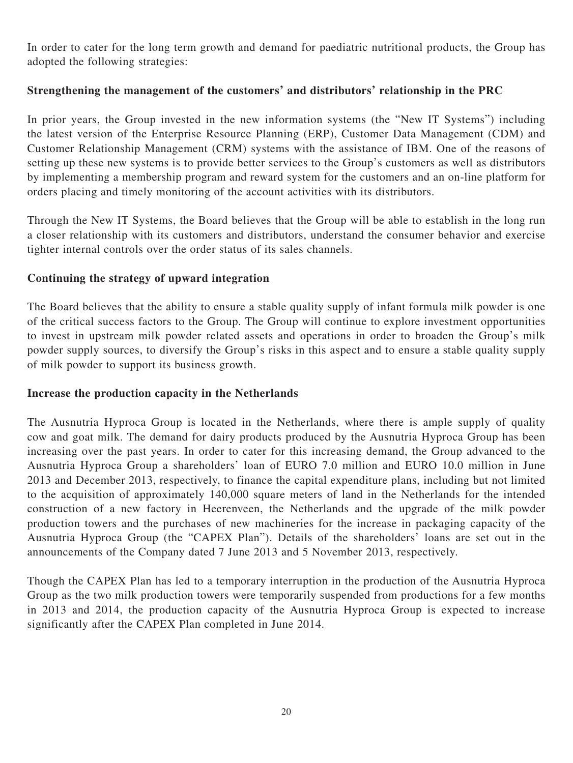In order to cater for the long term growth and demand for paediatric nutritional products, the Group has adopted the following strategies:

**Strengthening the management of the customers' and distributors' relationship in the PRC**

In prior years, the Group invested in the new information systems (the "New IT Systems") including the latest version of the Enterprise Resource Planning (ERP), Customer Data Management (CDM) and Customer Relationship Management (CRM) systems with the assistance of IBM. One of the reasons of setting up these new systems is to provide better services to the Group's customers as well as distributors by implementing a membership program and reward system for the customers and an on-line platform for orders placing and timely monitoring of the account activities with its distributors.

Through the New IT Systems, the Board believes that the Group will be able to establish in the long run a closer relationship with its customers and distributors, understand the consumer behavior and exercise tighter internal controls over the order status of its sales channels.

**Continuing the strategy of upward integration**

The Board believes that the ability to ensure a stable quality supply of infant formula milk powder is one of the critical success factors to the Group. The Group will continue to explore investment opportunities to invest in upstream milk powder related assets and operations in order to broaden the Group's milk powder supply sources, to diversify the Group's risks in this aspect and to ensure a stable quality supply of milk powder to support its business growth.

**Increase the production capacity in the Netherlands**

The Ausnutria Hyproca Group is located in the Netherlands, where there is ample supply of quality cow and goat milk. The demand for dairy products produced by the Ausnutria Hyproca Group has been increasing over the past years. In order to cater for this increasing demand, the Group advanced to the Ausnutria Hyproca Group a shareholders' loan of EURO 7.0 million and EURO 10.0 million in June 2013 and December 2013, respectively, to finance the capital expenditure plans, including but not limited to the acquisition of approximately 140,000 square meters of land in the Netherlands for the intended construction of a new factory in Heerenveen, the Netherlands and the upgrade of the milk powder production towers and the purchases of new machineries for the increase in packaging capacity of the Ausnutria Hyproca Group (the "CAPEX Plan"). Details of the shareholders' loans are set out in the announcements of the Company dated 7 June 2013 and 5 November 2013, respectively.

Though the CAPEX Plan has led to a temporary interruption in the production of the Ausnutria Hyproca Group as the two milk production towers were temporarily suspended from productions for a few months in 2013 and 2014, the production capacity of the Ausnutria Hyproca Group is expected to increase significantly after the CAPEX Plan completed in June 2014.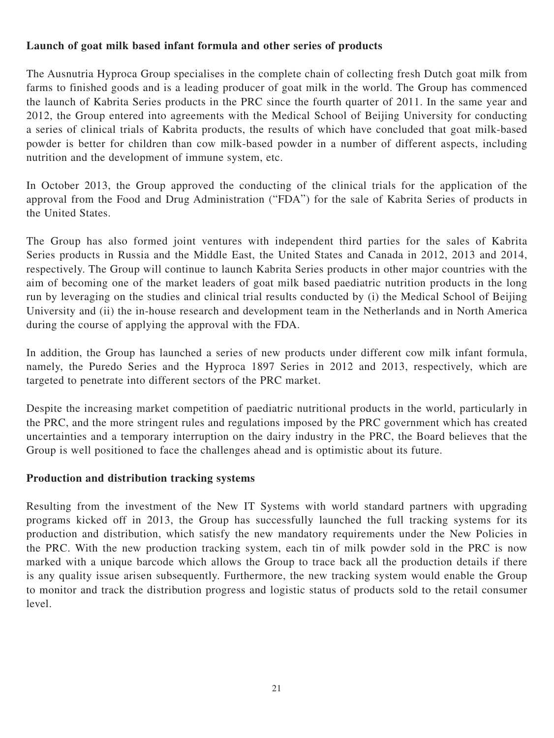**Launch of goat milk based infant formula and other series of products**

The Ausnutria Hyproca Group specialises in the complete chain of collecting fresh Dutch goat milk from farms to finished goods and is a leading producer of goat milk in the world. The Group has commenced the launch of Kabrita Series products in the PRC since the fourth quarter of 2011. In the same year and 2012, the Group entered into agreements with the Medical School of Beijing University for conducting a series of clinical trials of Kabrita products, the results of which have concluded that goat milk-based powder is better for children than cow milk-based powder in a number of different aspects, including nutrition and the development of immune system, etc.

In October 2013, the Group approved the conducting of the clinical trials for the application of the approval from the Food and Drug Administration ("FDA") for the sale of Kabrita Series of products in the United States.

The Group has also formed joint ventures with independent third parties for the sales of Kabrita Series products in Russia and the Middle East, the United States and Canada in 2012, 2013 and 2014, respectively. The Group will continue to launch Kabrita Series products in other major countries with the aim of becoming one of the market leaders of goat milk based paediatric nutrition products in the long run by leveraging on the studies and clinical trial results conducted by (i) the Medical School of Beijing University and (ii) the in-house research and development team in the Netherlands and in North America during the course of applying the approval with the FDA.

In addition, the Group has launched a series of new products under different cow milk infant formula, namely, the Puredo Series and the Hyproca 1897 Series in 2012 and 2013, respectively, which are targeted to penetrate into different sectors of the PRC market.

Despite the increasing market competition of paediatric nutritional products in the world, particularly in the PRC, and the more stringent rules and regulations imposed by the PRC government which has created uncertainties and a temporary interruption on the dairy industry in the PRC, the Board believes that the Group is well positioned to face the challenges ahead and is optimistic about its future.

**Production and distribution tracking systems**

Resulting from the investment of the New IT Systems with world standard partners with upgrading programs kicked off in 2013, the Group has successfully launched the full tracking systems for its production and distribution, which satisfy the new mandatory requirements under the New Policies in the PRC. With the new production tracking system, each tin of milk powder sold in the PRC is now marked with a unique barcode which allows the Group to trace back all the production details if there is any quality issue arisen subsequently. Furthermore, the new tracking system would enable the Group to monitor and track the distribution progress and logistic status of products sold to the retail consumer level.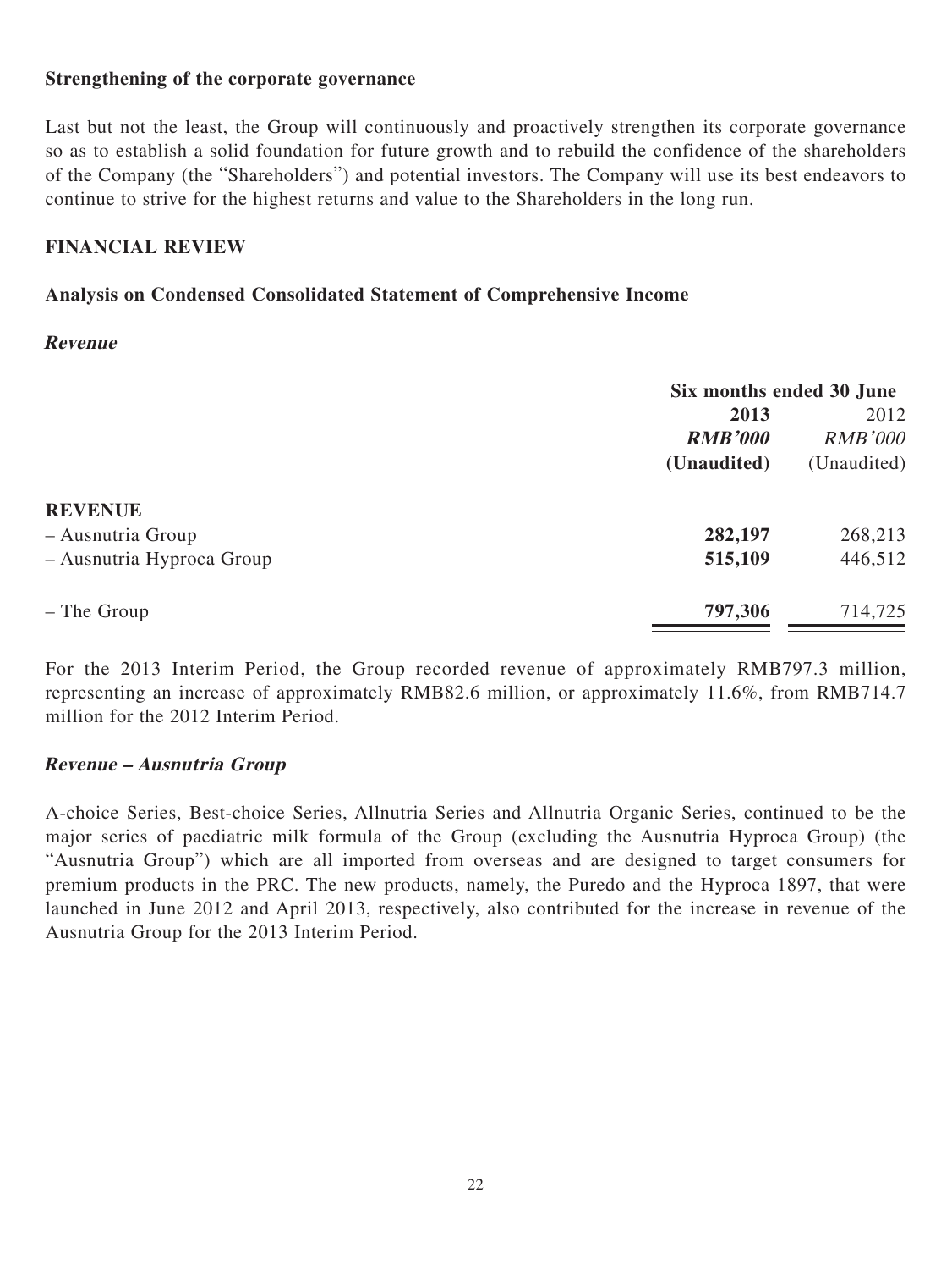**Strengthening of the corporate governance**

Last but not the least, the Group will continuously and proactively strengthen its corporate governance so as to establish a solid foundation for future growth and to rebuild the confidence of the shareholders of the Company (the "Shareholders") and potential investors. The Company will use its best endeavors to continue to strive for the highest returns and value to the Shareholders in the long run.

## FINANCIAL REVIEW

### Analysis on Condensed Consolidated Statement of Comprehensive Income

***Revenue***

| | Six months ended 30 June | |
|---|---|---|
| | **2013** | 2012 |
| | ***RMB'000*** | *RMB'000* |
| | **(Unaudited)** | (Unaudited) |
| **REVENUE** | | |
| – Ausnutria Group | **282,197** | 268,213 |
| – Ausnutria Hyproca Group | **515,109** | 446,512 |
| – The Group | **797,306** | 714,725 |

For the 2013 Interim Period, the Group recorded revenue of approximately RMB797.3 million, representing an increase of approximately RMB82.6 million, or approximately 11.6%, from RMB714.7 million for the 2012 Interim Period.

***Revenue – Ausnutria Group***

A-choice Series, Best-choice Series, Allnutria Series and Allnutria Organic Series, continued to be the major series of paediatric milk formula of the Group (excluding the Ausnutria Hyproca Group) (the "Ausnutria Group") which are all imported from overseas and are designed to target consumers for premium products in the PRC. The new products, namely, the Puredo and the Hyproca 1897, that were launched in June 2012 and April 2013, respectively, also contributed for the increase in revenue of the Ausnutria Group for the 2013 Interim Period.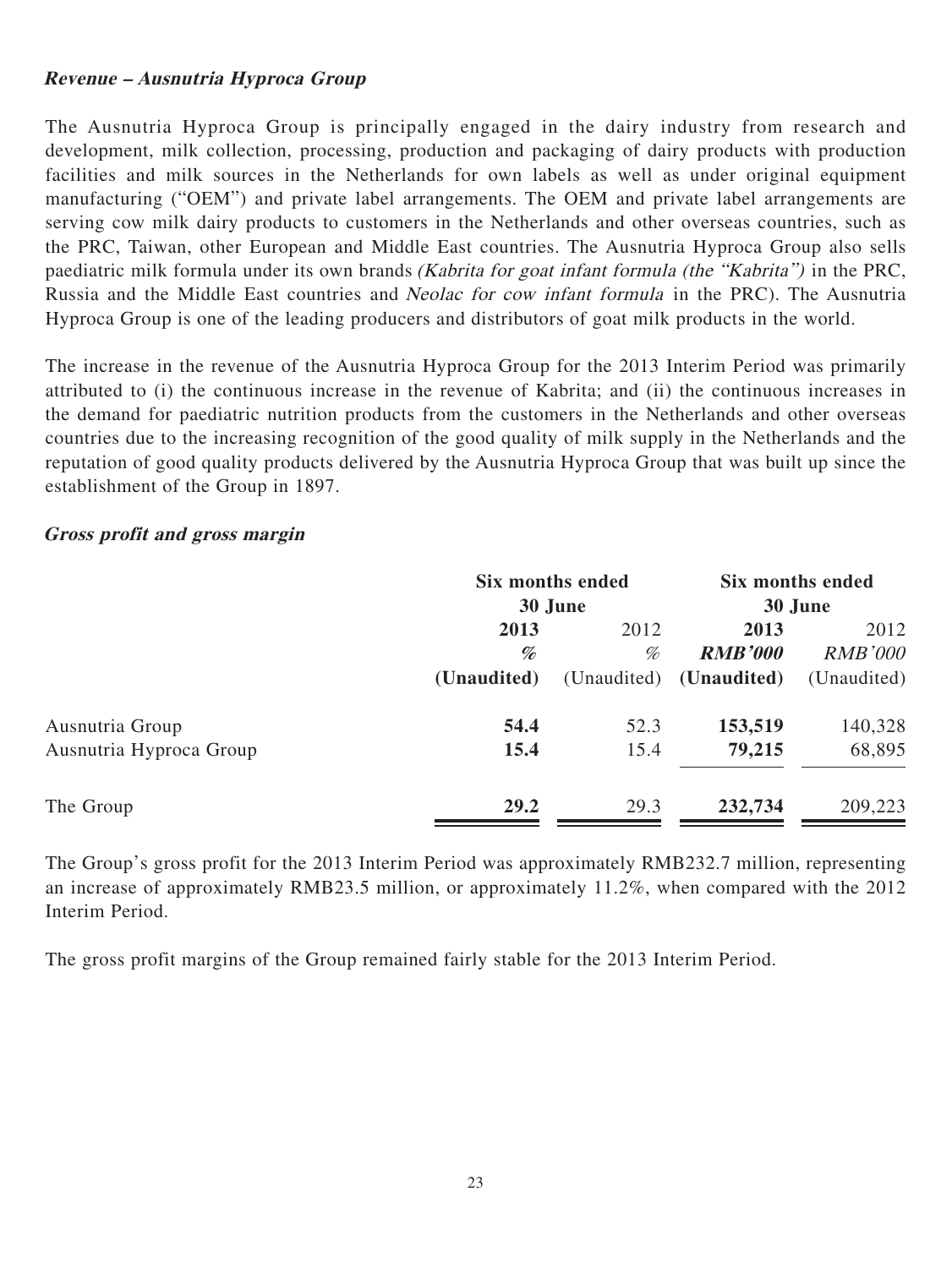***Revenue – Ausnutria Hyproca Group***

The Ausnutria Hyproca Group is principally engaged in the dairy industry from research and development, milk collection, processing, production and packaging of dairy products with production facilities and milk sources in the Netherlands for own labels as well as under original equipment manufacturing ("OEM") and private label arrangements. The OEM and private label arrangements are serving cow milk dairy products to customers in the Netherlands and other overseas countries, such as the PRC, Taiwan, other European and Middle East countries. The Ausnutria Hyproca Group also sells paediatric milk formula under its own brands *(Kabrita for goat infant formula (the "Kabrita")* in the PRC, Russia and the Middle East countries and *Neolac for cow infant formula* in the PRC). The Ausnutria Hyproca Group is one of the leading producers and distributors of goat milk products in the world.

The increase in the revenue of the Ausnutria Hyproca Group for the 2013 Interim Period was primarily attributed to (i) the continuous increase in the revenue of Kabrita; and (ii) the continuous increases in the demand for paediatric nutrition products from the customers in the Netherlands and other overseas countries due to the increasing recognition of the good quality of milk supply in the Netherlands and the reputation of good quality products delivered by the Ausnutria Hyproca Group that was built up since the establishment of the Group in 1897.

***Gross profit and gross margin***

| | **Six months ended 30 June** | | **Six months ended 30 June** | |
|---|---|---|---|---|
| | **2013** | 2012 | **2013** | 2012 |
| | **%** | % | ***RMB'000*** | *RMB'000* |
| | **(Unaudited)** | (Unaudited) | **(Unaudited)** | (Unaudited) |
| Ausnutria Group | **54.4** | 52.3 | **153,519** | 140,328 |
| Ausnutria Hyproca Group | **15.4** | 15.4 | **79,215** | 68,895 |
| The Group | **29.2** | 29.3 | **232,734** | 209,223 |

The Group's gross profit for the 2013 Interim Period was approximately RMB232.7 million, representing an increase of approximately RMB23.5 million, or approximately 11.2%, when compared with the 2012 Interim Period.

The gross profit margins of the Group remained fairly stable for the 2013 Interim Period.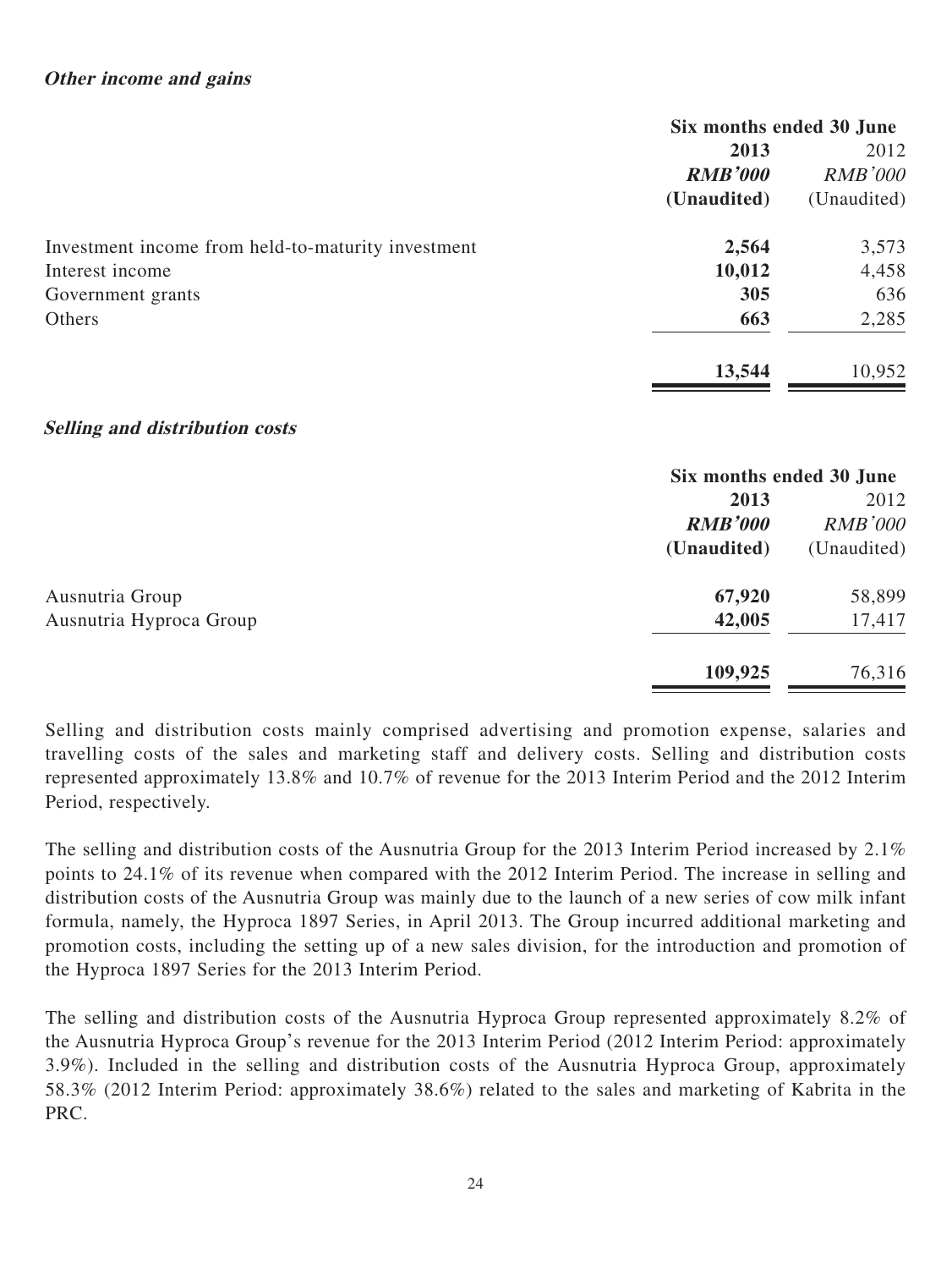### *Other income and gains*

| | Six months ended 30 June | |
|---|---|---|
| | **2013** | 2012 |
| | ***RMB'000*** | *RMB'000* |
| | **(Unaudited)** | (Unaudited) |
| Investment income from held-to-maturity investment | **2,564** | 3,573 |
| Interest income | **10,012** | 4,458 |
| Government grants | **305** | 636 |
| Others | **663** | 2,285 |
| | **13,544** | 10,952 |

### *Selling and distribution costs*

| | Six months ended 30 June | |
|---|---|---|
| | **2013** | 2012 |
| | ***RMB'000*** | *RMB'000* |
| | **(Unaudited)** | (Unaudited) |
| Ausnutria Group | **67,920** | 58,899 |
| Ausnutria Hyproca Group | **42,005** | 17,417 |
| | **109,925** | 76,316 |

Selling and distribution costs mainly comprised advertising and promotion expense, salaries and travelling costs of the sales and marketing staff and delivery costs. Selling and distribution costs represented approximately 13.8% and 10.7% of revenue for the 2013 Interim Period and the 2012 Interim Period, respectively.

The selling and distribution costs of the Ausnutria Group for the 2013 Interim Period increased by 2.1% points to 24.1% of its revenue when compared with the 2012 Interim Period. The increase in selling and distribution costs of the Ausnutria Group was mainly due to the launch of a new series of cow milk infant formula, namely, the Hyproca 1897 Series, in April 2013. The Group incurred additional marketing and promotion costs, including the setting up of a new sales division, for the introduction and promotion of the Hyproca 1897 Series for the 2013 Interim Period.

The selling and distribution costs of the Ausnutria Hyproca Group represented approximately 8.2% of the Ausnutria Hyproca Group's revenue for the 2013 Interim Period (2012 Interim Period: approximately 3.9%). Included in the selling and distribution costs of the Ausnutria Hyproca Group, approximately 58.3% (2012 Interim Period: approximately 38.6%) related to the sales and marketing of Kabrita in the PRC.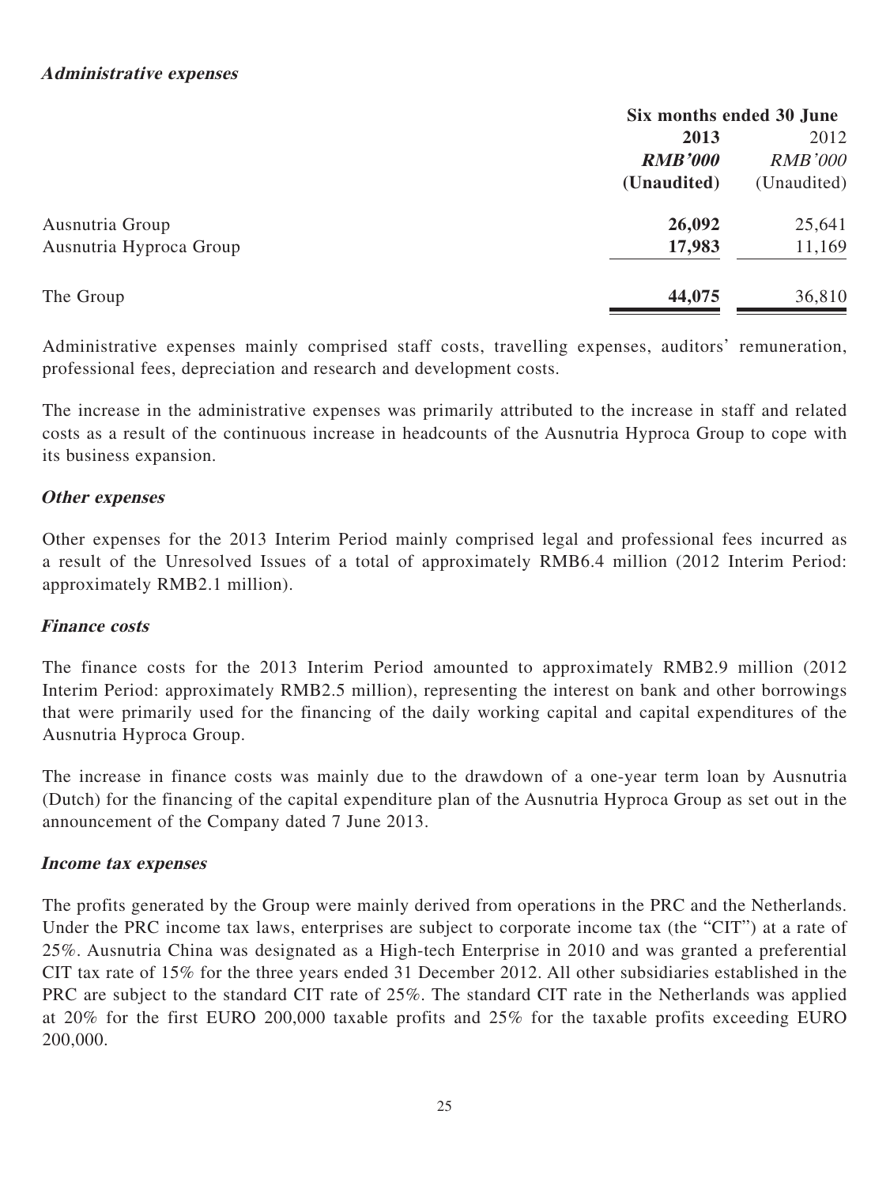**_Administrative expenses_**

| | Six months ended 30 June | |
|---|---|---|
| | **2013** | 2012 |
| | ***RMB'000*** | *RMB'000* |
| | **(Unaudited)** | (Unaudited) |
| Ausnutria Group | **26,092** | 25,641 |
| Ausnutria Hyproca Group | **17,983** | 11,169 |
| The Group | **44,075** | 36,810 |

Administrative expenses mainly comprised staff costs, travelling expenses, auditors' remuneration, professional fees, depreciation and research and development costs.

The increase in the administrative expenses was primarily attributed to the increase in staff and related costs as a result of the continuous increase in headcounts of the Ausnutria Hyproca Group to cope with its business expansion.

**_Other expenses_**

Other expenses for the 2013 Interim Period mainly comprised legal and professional fees incurred as a result of the Unresolved Issues of a total of approximately RMB6.4 million (2012 Interim Period: approximately RMB2.1 million).

**_Finance costs_**

The finance costs for the 2013 Interim Period amounted to approximately RMB2.9 million (2012 Interim Period: approximately RMB2.5 million), representing the interest on bank and other borrowings that were primarily used for the financing of the daily working capital and capital expenditures of the Ausnutria Hyproca Group.

The increase in finance costs was mainly due to the drawdown of a one-year term loan by Ausnutria (Dutch) for the financing of the capital expenditure plan of the Ausnutria Hyproca Group as set out in the announcement of the Company dated 7 June 2013.

**_Income tax expenses_**

The profits generated by the Group were mainly derived from operations in the PRC and the Netherlands. Under the PRC income tax laws, enterprises are subject to corporate income tax (the "CIT") at a rate of 25%. Ausnutria China was designated as a High-tech Enterprise in 2010 and was granted a preferential CIT tax rate of 15% for the three years ended 31 December 2012. All other subsidiaries established in the PRC are subject to the standard CIT rate of 25%. The standard CIT rate in the Netherlands was applied at 20% for the first EURO 200,000 taxable profits and 25% for the taxable profits exceeding EURO 200,000.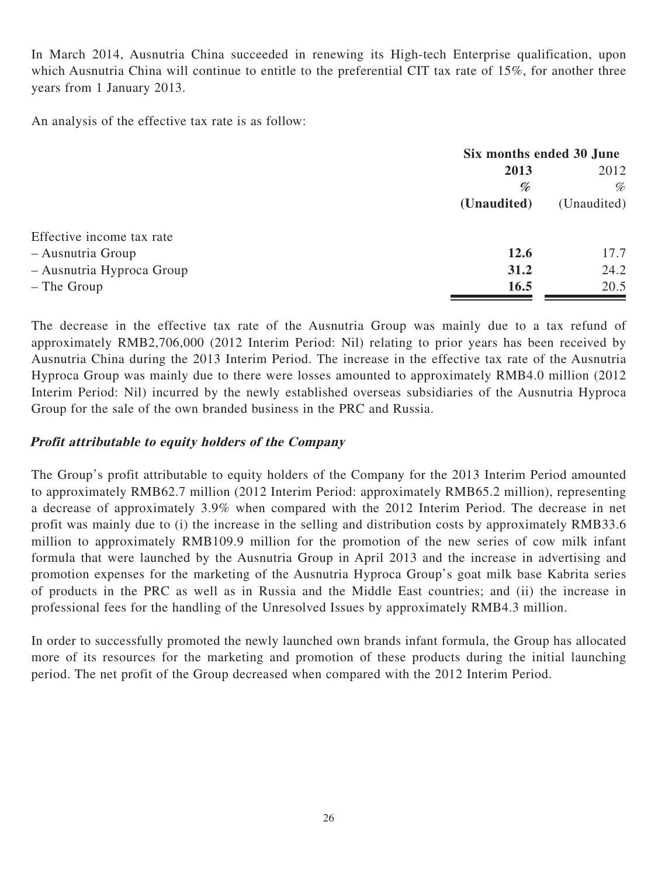In March 2014, Ausnutria China succeeded in renewing its High-tech Enterprise qualification, upon which Ausnutria China will continue to entitle to the preferential CIT tax rate of 15%, for another three years from 1 January 2013.

An analysis of the effective tax rate is as follow:

| | Six months ended 30 June | |
|---|---|---|
| | **2013** | 2012 |
| | **%** | % |
| | **(Unaudited)** | (Unaudited) |
| Effective income tax rate | | |
| – Ausnutria Group | **12.6** | 17.7 |
| – Ausnutria Hyproca Group | **31.2** | 24.2 |
| – The Group | **16.5** | 20.5 |

The decrease in the effective tax rate of the Ausnutria Group was mainly due to a tax refund of approximately RMB2,706,000 (2012 Interim Period: Nil) relating to prior years has been received by Ausnutria China during the 2013 Interim Period. The increase in the effective tax rate of the Ausnutria Hyproca Group was mainly due to there were losses amounted to approximately RMB4.0 million (2012 Interim Period: Nil) incurred by the newly established overseas subsidiaries of the Ausnutria Hyproca Group for the sale of the own branded business in the PRC and Russia.

***Profit attributable to equity holders of the Company***

The Group's profit attributable to equity holders of the Company for the 2013 Interim Period amounted to approximately RMB62.7 million (2012 Interim Period: approximately RMB65.2 million), representing a decrease of approximately 3.9% when compared with the 2012 Interim Period. The decrease in net profit was mainly due to (i) the increase in the selling and distribution costs by approximately RMB33.6 million to approximately RMB109.9 million for the promotion of the new series of cow milk infant formula that were launched by the Ausnutria Group in April 2013 and the increase in advertising and promotion expenses for the marketing of the Ausnutria Hyproca Group's goat milk base Kabrita series of products in the PRC as well as in Russia and the Middle East countries; and (ii) the increase in professional fees for the handling of the Unresolved Issues by approximately RMB4.3 million.

In order to successfully promoted the newly launched own brands infant formula, the Group has allocated more of its resources for the marketing and promotion of these products during the initial launching period. The net profit of the Group decreased when compared with the 2012 Interim Period.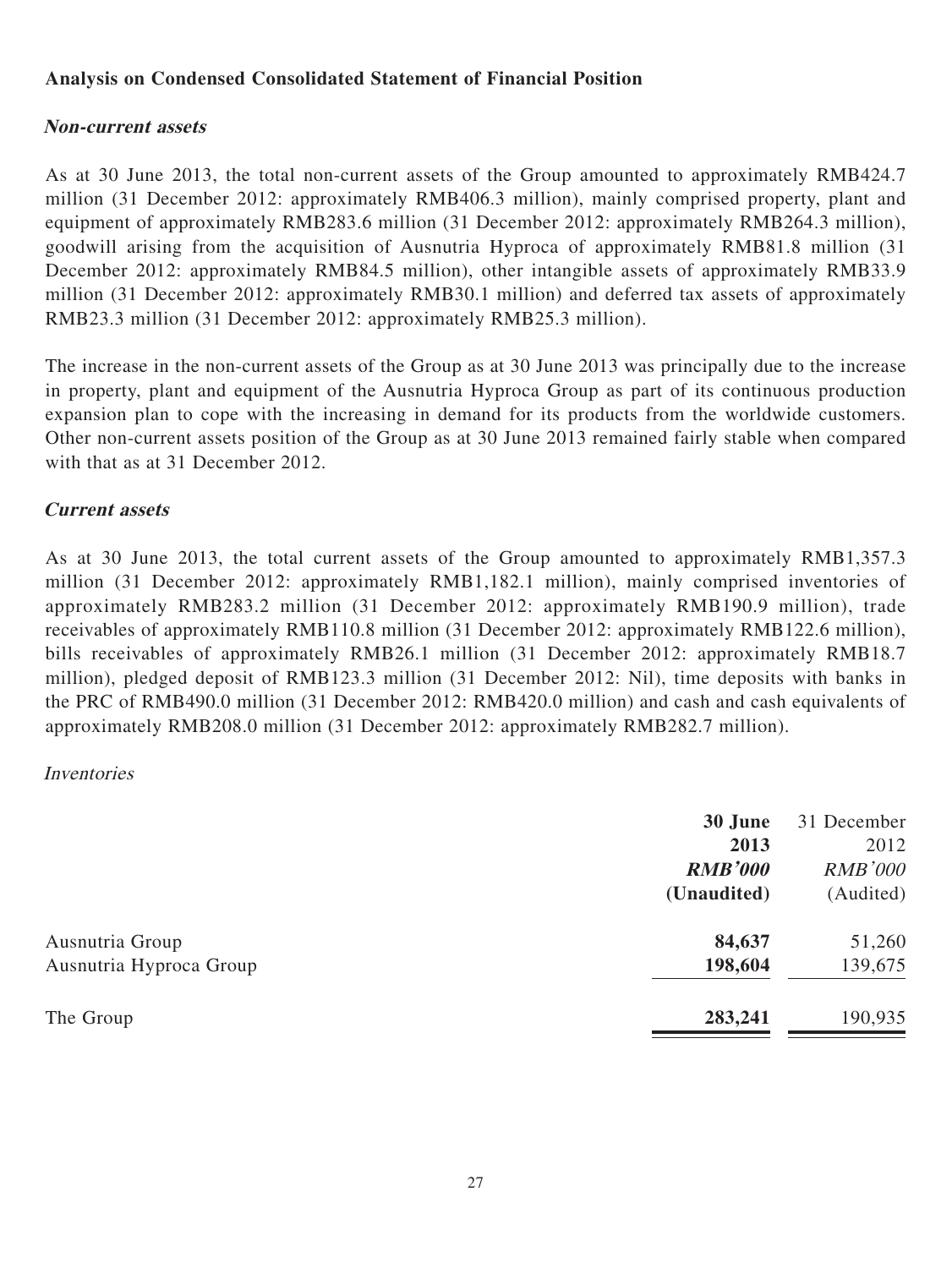## Analysis on Condensed Consolidated Statement of Financial Position

### *Non-current assets*

As at 30 June 2013, the total non-current assets of the Group amounted to approximately RMB424.7 million (31 December 2012: approximately RMB406.3 million), mainly comprised property, plant and equipment of approximately RMB283.6 million (31 December 2012: approximately RMB264.3 million), goodwill arising from the acquisition of Ausnutria Hyproca of approximately RMB81.8 million (31 December 2012: approximately RMB84.5 million), other intangible assets of approximately RMB33.9 million (31 December 2012: approximately RMB30.1 million) and deferred tax assets of approximately RMB23.3 million (31 December 2012: approximately RMB25.3 million).

The increase in the non-current assets of the Group as at 30 June 2013 was principally due to the increase in property, plant and equipment of the Ausnutria Hyproca Group as part of its continuous production expansion plan to cope with the increasing in demand for its products from the worldwide customers. Other non-current assets position of the Group as at 30 June 2013 remained fairly stable when compared with that as at 31 December 2012.

### *Current assets*

As at 30 June 2013, the total current assets of the Group amounted to approximately RMB1,357.3 million (31 December 2012: approximately RMB1,182.1 million), mainly comprised inventories of approximately RMB283.2 million (31 December 2012: approximately RMB190.9 million), trade receivables of approximately RMB110.8 million (31 December 2012: approximately RMB122.6 million), bills receivables of approximately RMB26.1 million (31 December 2012: approximately RMB18.7 million), pledged deposit of RMB123.3 million (31 December 2012: Nil), time deposits with banks in the PRC of RMB490.0 million (31 December 2012: RMB420.0 million) and cash and cash equivalents of approximately RMB208.0 million (31 December 2012: approximately RMB282.7 million).

*Inventories*

| | **30 June 2013** | 31 December 2012 |
|---|---|---|
| | ***RMB'000*** | *RMB'000* |
| | **(Unaudited)** | (Audited) |
| Ausnutria Group | **84,637** | 51,260 |
| Ausnutria Hyproca Group | **198,604** | 139,675 |
| The Group | **283,241** | 190,935 |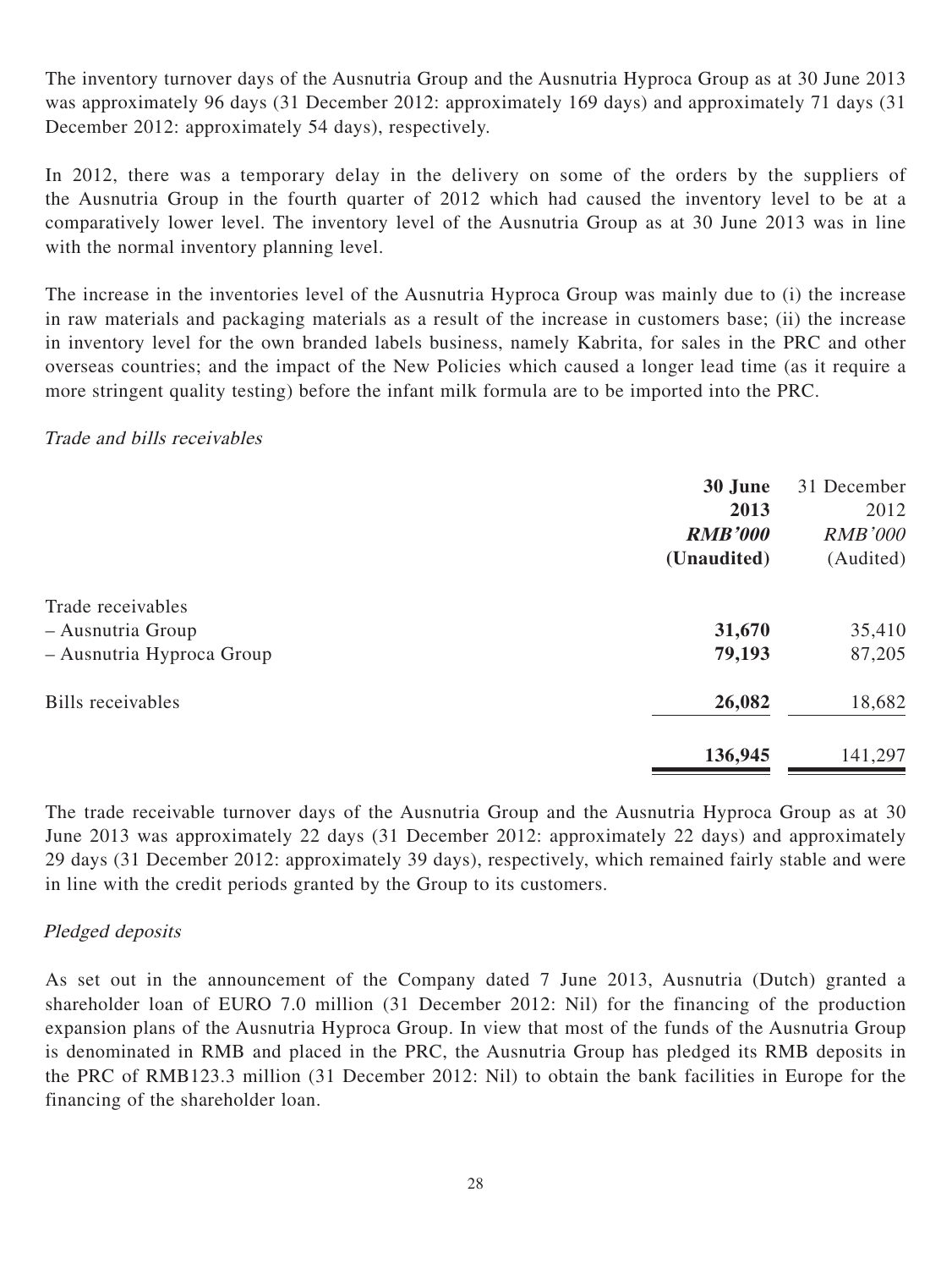The inventory turnover days of the Ausnutria Group and the Ausnutria Hyproca Group as at 30 June 2013 was approximately 96 days (31 December 2012: approximately 169 days) and approximately 71 days (31 December 2012: approximately 54 days), respectively.

In 2012, there was a temporary delay in the delivery on some of the orders by the suppliers of the Ausnutria Group in the fourth quarter of 2012 which had caused the inventory level to be at a comparatively lower level. The inventory level of the Ausnutria Group as at 30 June 2013 was in line with the normal inventory planning level.

The increase in the inventories level of the Ausnutria Hyproca Group was mainly due to (i) the increase in raw materials and packaging materials as a result of the increase in customers base; (ii) the increase in inventory level for the own branded labels business, namely Kabrita, for sales in the PRC and other overseas countries; and the impact of the New Policies which caused a longer lead time (as it require a more stringent quality testing) before the infant milk formula are to be imported into the PRC.

*Trade and bills receivables*

| | **30 June 2013** | 31 December 2012 |
|---|---|---|
| | ***RMB'000*** | *RMB'000* |
| | **(Unaudited)** | (Audited) |
| Trade receivables | | |
| – Ausnutria Group | **31,670** | 35,410 |
| – Ausnutria Hyproca Group | **79,193** | 87,205 |
| Bills receivables | **26,082** | 18,682 |
| | **136,945** | 141,297 |

The trade receivable turnover days of the Ausnutria Group and the Ausnutria Hyproca Group as at 30 June 2013 was approximately 22 days (31 December 2012: approximately 22 days) and approximately 29 days (31 December 2012: approximately 39 days), respectively, which remained fairly stable and were in line with the credit periods granted by the Group to its customers.

*Pledged deposits*

As set out in the announcement of the Company dated 7 June 2013, Ausnutria (Dutch) granted a shareholder loan of EURO 7.0 million (31 December 2012: Nil) for the financing of the production expansion plans of the Ausnutria Hyproca Group. In view that most of the funds of the Ausnutria Group is denominated in RMB and placed in the PRC, the Ausnutria Group has pledged its RMB deposits in the PRC of RMB123.3 million (31 December 2012: Nil) to obtain the bank facilities in Europe for the financing of the shareholder loan.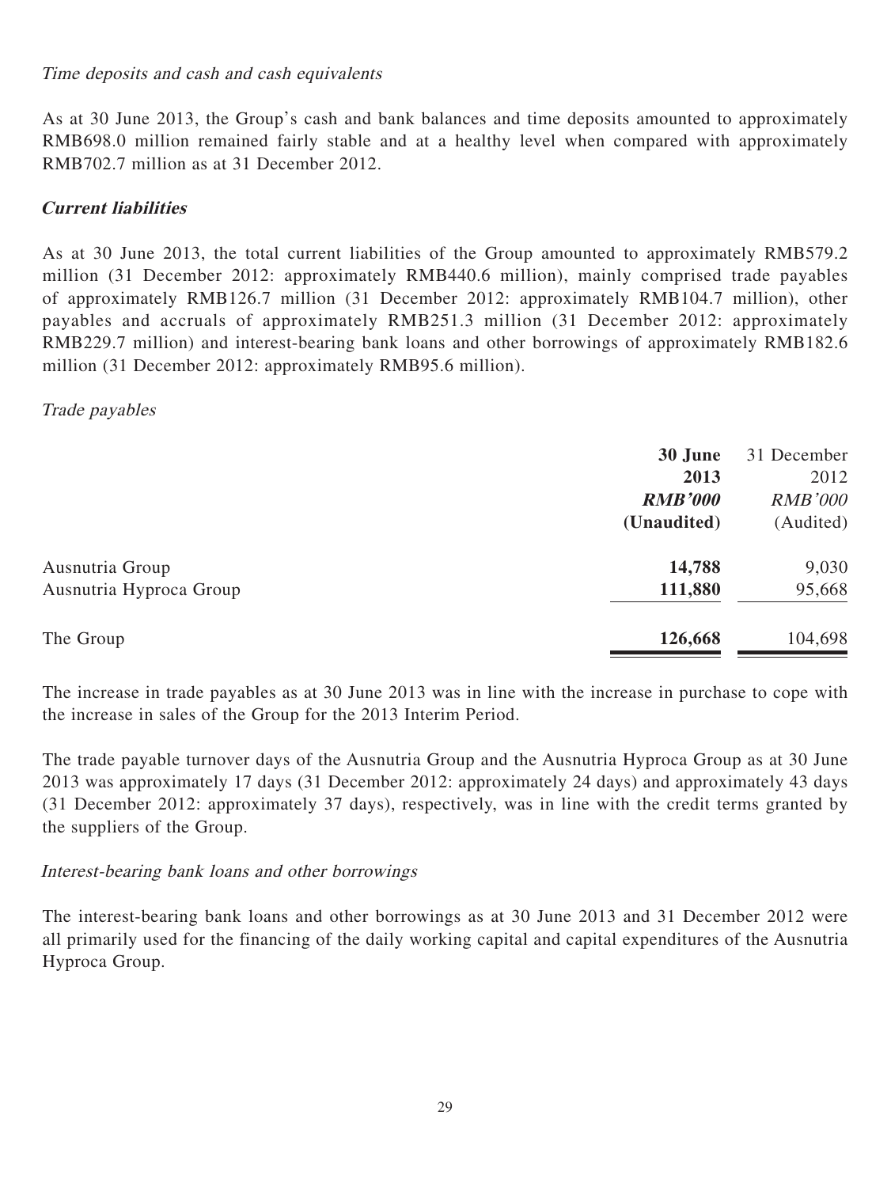*Time deposits and cash and cash equivalents*

As at 30 June 2013, the Group's cash and bank balances and time deposits amounted to approximately RMB698.0 million remained fairly stable and at a healthy level when compared with approximately RMB702.7 million as at 31 December 2012.

***Current liabilities***

As at 30 June 2013, the total current liabilities of the Group amounted to approximately RMB579.2 million (31 December 2012: approximately RMB440.6 million), mainly comprised trade payables of approximately RMB126.7 million (31 December 2012: approximately RMB104.7 million), other payables and accruals of approximately RMB251.3 million (31 December 2012: approximately RMB229.7 million) and interest-bearing bank loans and other borrowings of approximately RMB182.6 million (31 December 2012: approximately RMB95.6 million).

*Trade payables*

| | **30 June 2013** | 31 December 2012 |
|---|---|---|
| | ***RMB'000*** | *RMB'000* |
| | **(Unaudited)** | (Audited) |
| Ausnutria Group | **14,788** | 9,030 |
| Ausnutria Hyproca Group | **111,880** | 95,668 |
| The Group | **126,668** | 104,698 |

The increase in trade payables as at 30 June 2013 was in line with the increase in purchase to cope with the increase in sales of the Group for the 2013 Interim Period.

The trade payable turnover days of the Ausnutria Group and the Ausnutria Hyproca Group as at 30 June 2013 was approximately 17 days (31 December 2012: approximately 24 days) and approximately 43 days (31 December 2012: approximately 37 days), respectively, was in line with the credit terms granted by the suppliers of the Group.

*Interest-bearing bank loans and other borrowings*

The interest-bearing bank loans and other borrowings as at 30 June 2013 and 31 December 2012 were all primarily used for the financing of the daily working capital and capital expenditures of the Ausnutria Hyproca Group.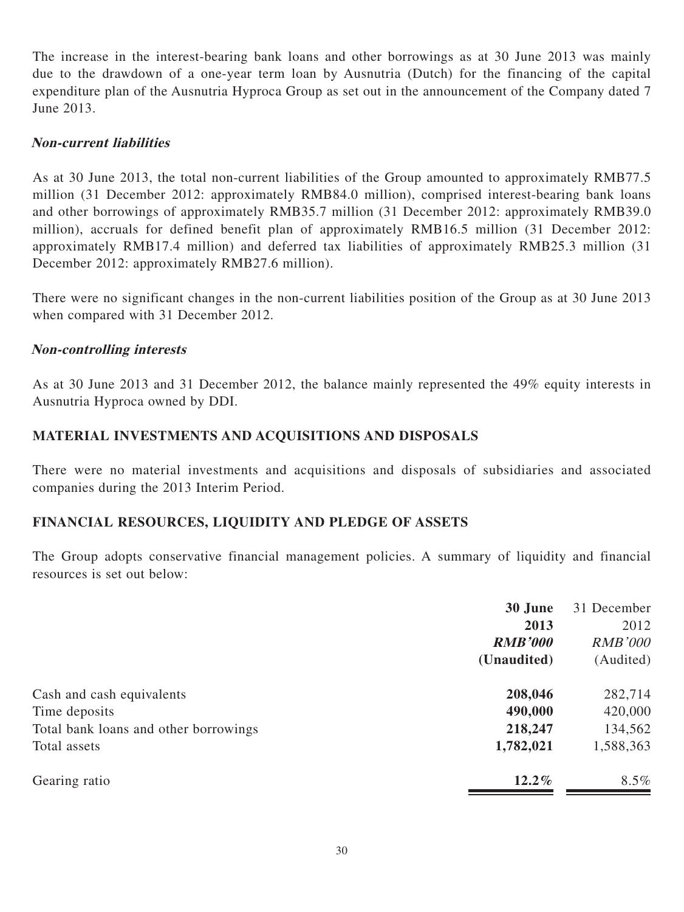The increase in the interest-bearing bank loans and other borrowings as at 30 June 2013 was mainly due to the drawdown of a one-year term loan by Ausnutria (Dutch) for the financing of the capital expenditure plan of the Ausnutria Hyproca Group as set out in the announcement of the Company dated 7 June 2013.

***Non-current liabilities***

As at 30 June 2013, the total non-current liabilities of the Group amounted to approximately RMB77.5 million (31 December 2012: approximately RMB84.0 million), comprised interest-bearing bank loans and other borrowings of approximately RMB35.7 million (31 December 2012: approximately RMB39.0 million), accruals for defined benefit plan of approximately RMB16.5 million (31 December 2012: approximately RMB17.4 million) and deferred tax liabilities of approximately RMB25.3 million (31 December 2012: approximately RMB27.6 million).

There were no significant changes in the non-current liabilities position of the Group as at 30 June 2013 when compared with 31 December 2012.

***Non-controlling interests***

As at 30 June 2013 and 31 December 2012, the balance mainly represented the 49% equity interests in Ausnutria Hyproca owned by DDI.

## MATERIAL INVESTMENTS AND ACQUISITIONS AND DISPOSALS

There were no material investments and acquisitions and disposals of subsidiaries and associated companies during the 2013 Interim Period.

## FINANCIAL RESOURCES, LIQUIDITY AND PLEDGE OF ASSETS

The Group adopts conservative financial management policies. A summary of liquidity and financial resources is set out below:

| | **30 June 2013** | 31 December 2012 |
|---|---|---|
| | ***RMB'000*** | *RMB'000* |
| | **(Unaudited)** | (Audited) |
| Cash and cash equivalents | **208,046** | 282,714 |
| Time deposits | **490,000** | 420,000 |
| Total bank loans and other borrowings | **218,247** | 134,562 |
| Total assets | **1,782,021** | 1,588,363 |
| Gearing ratio | **12.2%** | 8.5% |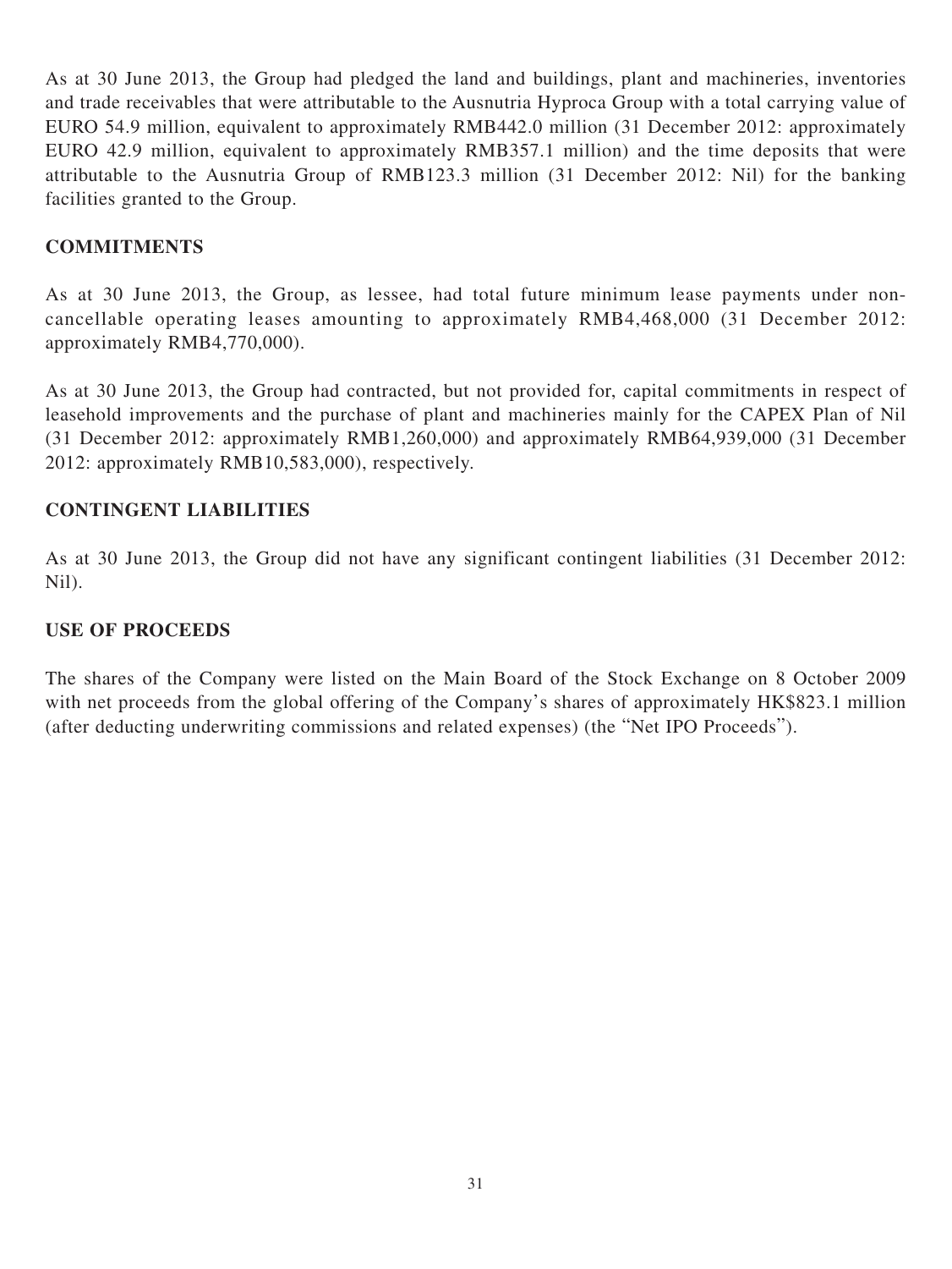As at 30 June 2013, the Group had pledged the land and buildings, plant and machineries, inventories and trade receivables that were attributable to the Ausnutria Hyproca Group with a total carrying value of EURO 54.9 million, equivalent to approximately RMB442.0 million (31 December 2012: approximately EURO 42.9 million, equivalent to approximately RMB357.1 million) and the time deposits that were attributable to the Ausnutria Group of RMB123.3 million (31 December 2012: Nil) for the banking facilities granted to the Group.

## COMMITMENTS

As at 30 June 2013, the Group, as lessee, had total future minimum lease payments under non-cancellable operating leases amounting to approximately RMB4,468,000 (31 December 2012: approximately RMB4,770,000).

As at 30 June 2013, the Group had contracted, but not provided for, capital commitments in respect of leasehold improvements and the purchase of plant and machineries mainly for the CAPEX Plan of Nil (31 December 2012: approximately RMB1,260,000) and approximately RMB64,939,000 (31 December 2012: approximately RMB10,583,000), respectively.

## CONTINGENT LIABILITIES

As at 30 June 2013, the Group did not have any significant contingent liabilities (31 December 2012: Nil).

## USE OF PROCEEDS

The shares of the Company were listed on the Main Board of the Stock Exchange on 8 October 2009 with net proceeds from the global offering of the Company's shares of approximately HK$823.1 million (after deducting underwriting commissions and related expenses) (the "Net IPO Proceeds").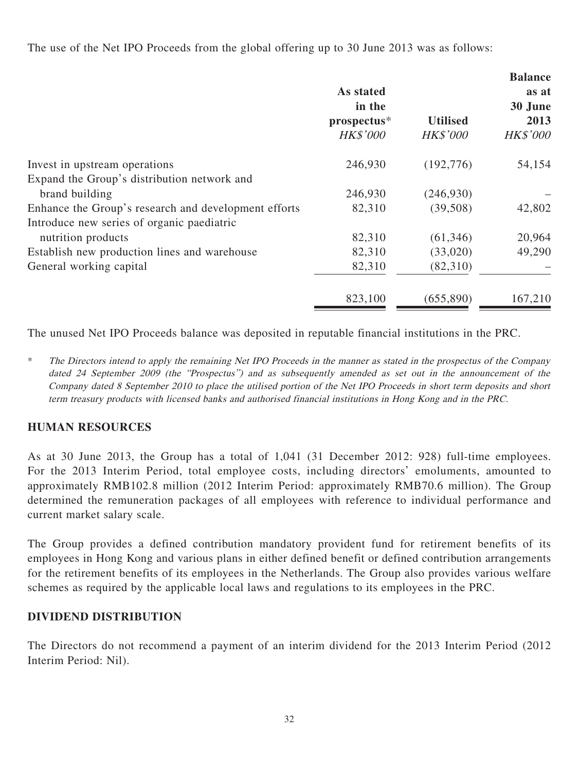The use of the Net IPO Proceeds from the global offering up to 30 June 2013 was as follows:

| | As stated in the prospectus* HK$'000 | Utilised HK$'000 | Balance as at 30 June 2013 HK$'000 |
|---|---|---|---|
| Invest in upstream operations | 246,930 | (192,776) | 54,154 |
| Expand the Group's distribution network and brand building | 246,930 | (246,930) | – |
| Enhance the Group's research and development efforts | 82,310 | (39,508) | 42,802 |
| Introduce new series of organic paediatric nutrition products | 82,310 | (61,346) | 20,964 |
| Establish new production lines and warehouse | 82,310 | (33,020) | 49,290 |
| General working capital | 82,310 | (82,310) | – |
| | 823,100 | (655,890) | 167,210 |

The unused Net IPO Proceeds balance was deposited in reputable financial institutions in the PRC.

\* *The Directors intend to apply the remaining Net IPO Proceeds in the manner as stated in the prospectus of the Company dated 24 September 2009 (the "Prospectus") and as subsequently amended as set out in the announcement of the Company dated 8 September 2010 to place the utilised portion of the Net IPO Proceeds in short term deposits and short term treasury products with licensed banks and authorised financial institutions in Hong Kong and in the PRC.*

## HUMAN RESOURCES

As at 30 June 2013, the Group has a total of 1,041 (31 December 2012: 928) full-time employees. For the 2013 Interim Period, total employee costs, including directors' emoluments, amounted to approximately RMB102.8 million (2012 Interim Period: approximately RMB70.6 million). The Group determined the remuneration packages of all employees with reference to individual performance and current market salary scale.

The Group provides a defined contribution mandatory provident fund for retirement benefits of its employees in Hong Kong and various plans in either defined benefit or defined contribution arrangements for the retirement benefits of its employees in the Netherlands. The Group also provides various welfare schemes as required by the applicable local laws and regulations to its employees in the PRC.

## DIVIDEND DISTRIBUTION

The Directors do not recommend a payment of an interim dividend for the 2013 Interim Period (2012 Interim Period: Nil).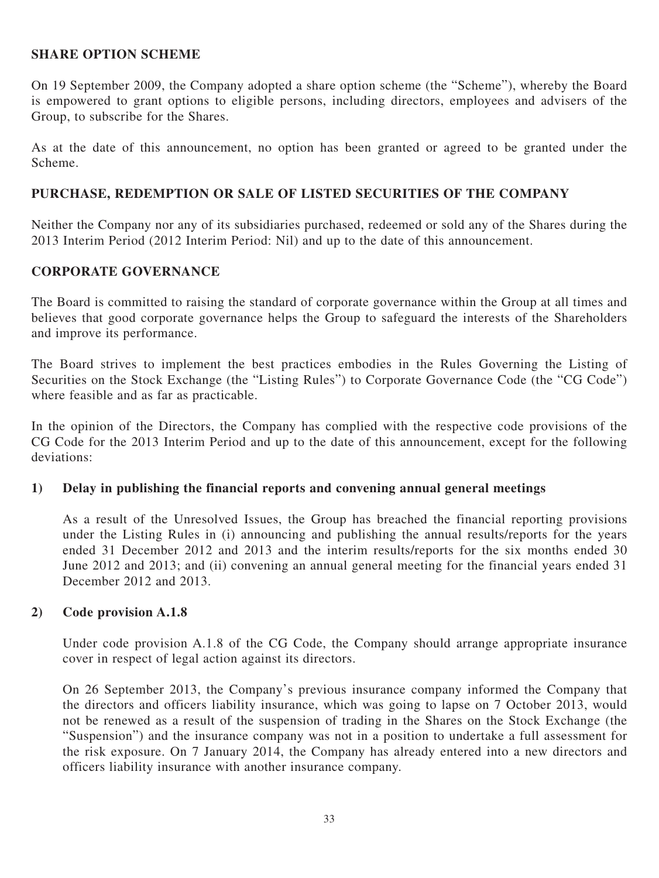## SHARE OPTION SCHEME

On 19 September 2009, the Company adopted a share option scheme (the "Scheme"), whereby the Board is empowered to grant options to eligible persons, including directors, employees and advisers of the Group, to subscribe for the Shares.

As at the date of this announcement, no option has been granted or agreed to be granted under the Scheme.

## PURCHASE, REDEMPTION OR SALE OF LISTED SECURITIES OF THE COMPANY

Neither the Company nor any of its subsidiaries purchased, redeemed or sold any of the Shares during the 2013 Interim Period (2012 Interim Period: Nil) and up to the date of this announcement.

## CORPORATE GOVERNANCE

The Board is committed to raising the standard of corporate governance within the Group at all times and believes that good corporate governance helps the Group to safeguard the interests of the Shareholders and improve its performance.

The Board strives to implement the best practices embodies in the Rules Governing the Listing of Securities on the Stock Exchange (the "Listing Rules") to Corporate Governance Code (the "CG Code") where feasible and as far as practicable.

In the opinion of the Directors, the Company has complied with the respective code provisions of the CG Code for the 2013 Interim Period and up to the date of this announcement, except for the following deviations:

### 1) Delay in publishing the financial reports and convening annual general meetings

As a result of the Unresolved Issues, the Group has breached the financial reporting provisions under the Listing Rules in (i) announcing and publishing the annual results/reports for the years ended 31 December 2012 and 2013 and the interim results/reports for the six months ended 30 June 2012 and 2013; and (ii) convening an annual general meeting for the financial years ended 31 December 2012 and 2013.

### 2) Code provision A.1.8

Under code provision A.1.8 of the CG Code, the Company should arrange appropriate insurance cover in respect of legal action against its directors.

On 26 September 2013, the Company's previous insurance company informed the Company that the directors and officers liability insurance, which was going to lapse on 7 October 2013, would not be renewed as a result of the suspension of trading in the Shares on the Stock Exchange (the "Suspension") and the insurance company was not in a position to undertake a full assessment for the risk exposure. On 7 January 2014, the Company has already entered into a new directors and officers liability insurance with another insurance company.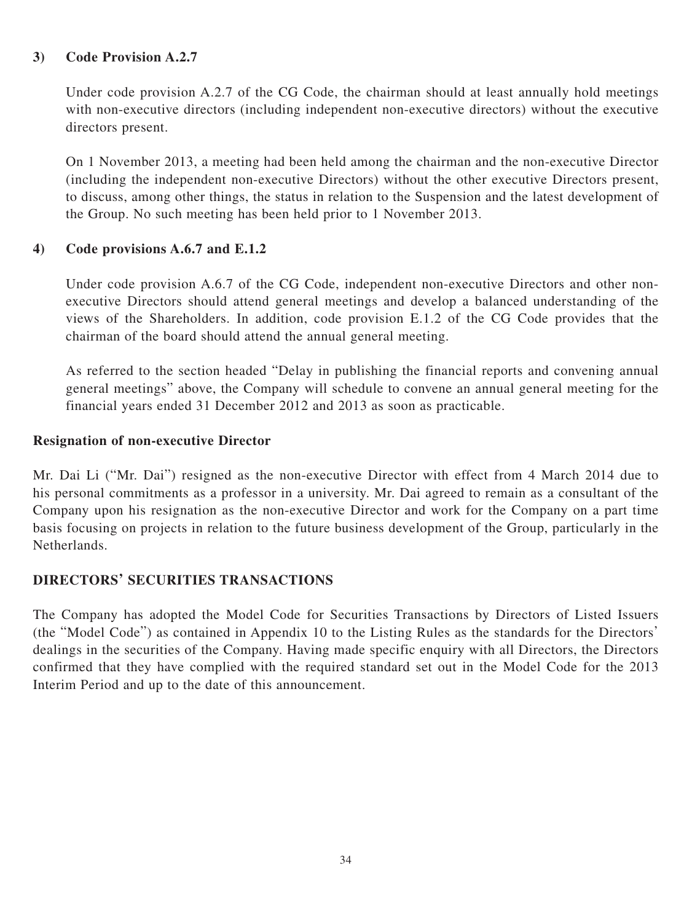**3) Code Provision A.2.7**

Under code provision A.2.7 of the CG Code, the chairman should at least annually hold meetings with non-executive directors (including independent non-executive directors) without the executive directors present.

On 1 November 2013, a meeting had been held among the chairman and the non-executive Director (including the independent non-executive Directors) without the other executive Directors present, to discuss, among other things, the status in relation to the Suspension and the latest development of the Group. No such meeting has been held prior to 1 November 2013.

**4) Code provisions A.6.7 and E.1.2**

Under code provision A.6.7 of the CG Code, independent non-executive Directors and other non-executive Directors should attend general meetings and develop a balanced understanding of the views of the Shareholders. In addition, code provision E.1.2 of the CG Code provides that the chairman of the board should attend the annual general meeting.

As referred to the section headed "Delay in publishing the financial reports and convening annual general meetings" above, the Company will schedule to convene an annual general meeting for the financial years ended 31 December 2012 and 2013 as soon as practicable.

**Resignation of non-executive Director**

Mr. Dai Li ("Mr. Dai") resigned as the non-executive Director with effect from 4 March 2014 due to his personal commitments as a professor in a university. Mr. Dai agreed to remain as a consultant of the Company upon his resignation as the non-executive Director and work for the Company on a part time basis focusing on projects in relation to the future business development of the Group, particularly in the Netherlands.

## DIRECTORS' SECURITIES TRANSACTIONS

The Company has adopted the Model Code for Securities Transactions by Directors of Listed Issuers (the "Model Code") as contained in Appendix 10 to the Listing Rules as the standards for the Directors' dealings in the securities of the Company. Having made specific enquiry with all Directors, the Directors confirmed that they have complied with the required standard set out in the Model Code for the 2013 Interim Period and up to the date of this announcement.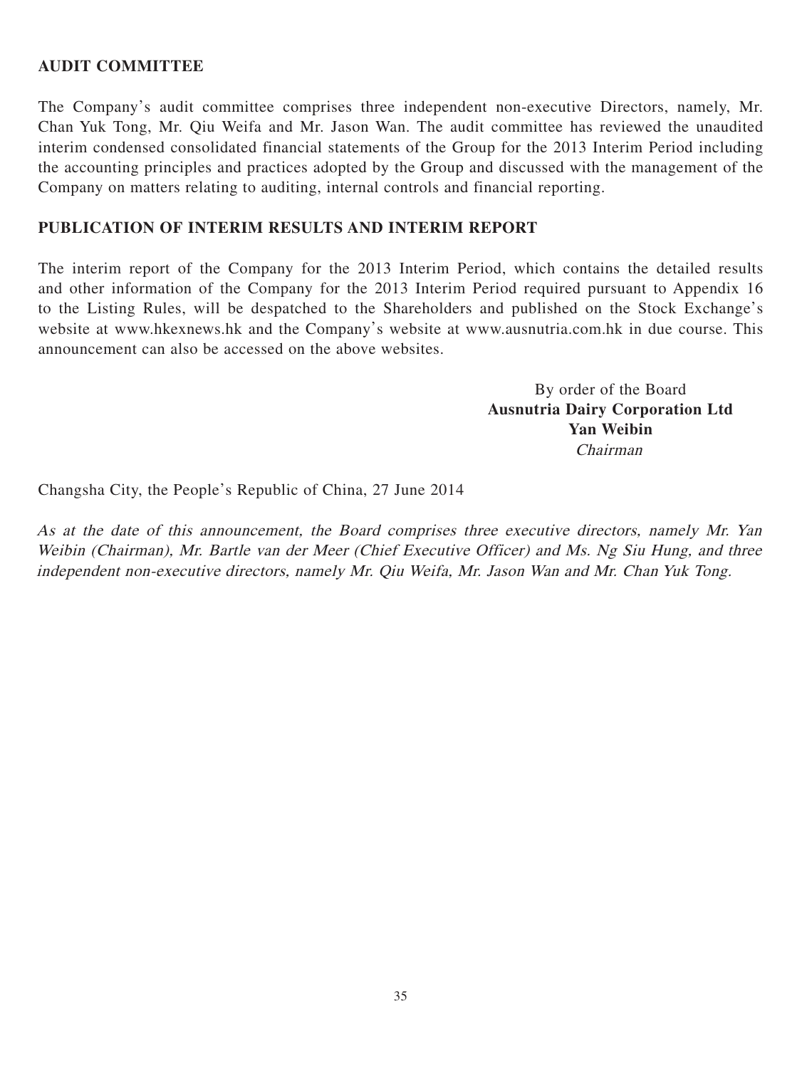## AUDIT COMMITTEE

The Company's audit committee comprises three independent non-executive Directors, namely, Mr. Chan Yuk Tong, Mr. Qiu Weifa and Mr. Jason Wan. The audit committee has reviewed the unaudited interim condensed consolidated financial statements of the Group for the 2013 Interim Period including the accounting principles and practices adopted by the Group and discussed with the management of the Company on matters relating to auditing, internal controls and financial reporting.

## PUBLICATION OF INTERIM RESULTS AND INTERIM REPORT

The interim report of the Company for the 2013 Interim Period, which contains the detailed results and other information of the Company for the 2013 Interim Period required pursuant to Appendix 16 to the Listing Rules, will be despatched to the Shareholders and published on the Stock Exchange's website at www.hkexnews.hk and the Company's website at www.ausnutria.com.hk in due course. This announcement can also be accessed on the above websites.

By order of the Board
**Ausnutria Dairy Corporation Ltd**
**Yan Weibin**
*Chairman*

Changsha City, the People's Republic of China, 27 June 2014

*As at the date of this announcement, the Board comprises three executive directors, namely Mr. Yan Weibin (Chairman), Mr. Bartle van der Meer (Chief Executive Officer) and Ms. Ng Siu Hung, and three independent non-executive directors, namely Mr. Qiu Weifa, Mr. Jason Wan and Mr. Chan Yuk Tong.*